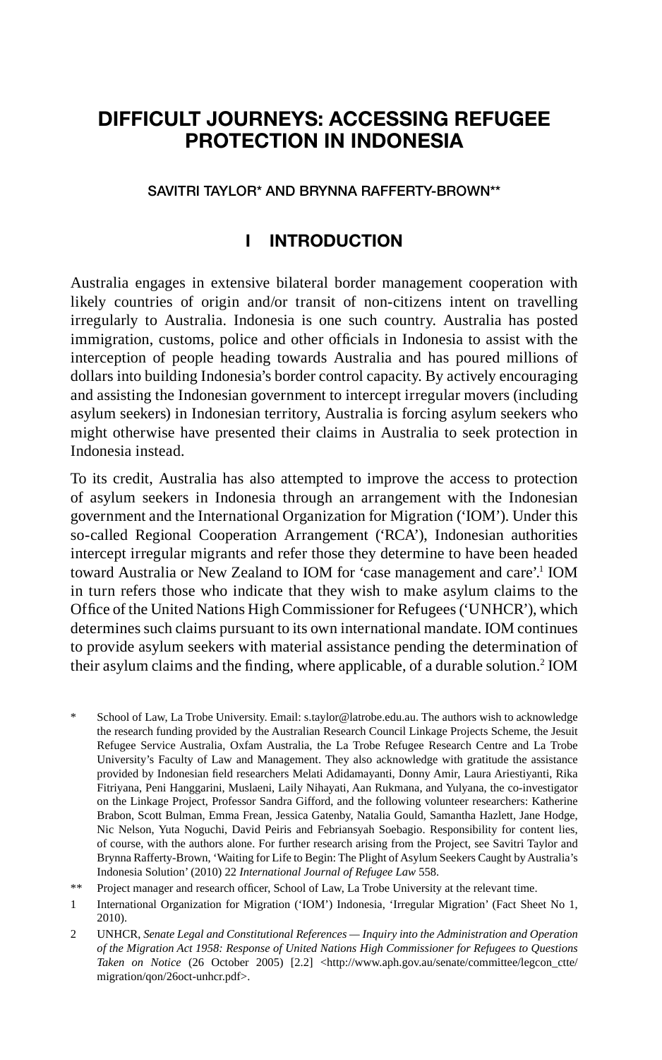# DIFFICULT JOURNEYS: ACCESSING REFUGEE PROTECTION IN INDONESIA

SAVITRI TAYLOR* AND BRYNNA RAFFERTY-BROWN**

## I INTRODUCTION

Australia engages in extensive bilateral border management cooperation with likely countries of origin and/or transit of non-citizens intent on travelling irregularly to Australia. Indonesia is one such country. Australia has posted immigration, customs, police and other officials in Indonesia to assist with the interception of people heading towards Australia and has poured millions of dollars into building Indonesia's border control capacity. By actively encouraging and assisting the Indonesian government to intercept irregular movers (including asylum seekers) in Indonesian territory, Australia is forcing asylum seekers who might otherwise have presented their claims in Australia to seek protection in Indonesia instead.

To its credit, Australia has also attempted to improve the access to protection of asylum seekers in Indonesia through an arrangement with the Indonesian government and the International Organization for Migration ('IOM'). Under this so-called Regional Cooperation Arrangement ('RCA'), Indonesian authorities intercept irregular migrants and refer those they determine to have been headed toward Australia or New Zealand to IOM for 'case management and care'.[1] IOM in turn refers those who indicate that they wish to make asylum claims to the Office of the United Nations High Commissioner for Refugees ('UNHCR'), which determines such claims pursuant to its own international mandate. IOM continues to provide asylum seekers with material assistance pending the determination of their asylum claims and the finding, where applicable, of a durable solution.[2] IOM

\* School of Law, La Trobe University. Email: s.taylor@latrobe.edu.au. The authors wish to acknowledge the research funding provided by the Australian Research Council Linkage Projects Scheme, the Jesuit Refugee Service Australia, Oxfam Australia, the La Trobe Refugee Research Centre and La Trobe University's Faculty of Law and Management. They also acknowledge with gratitude the assistance provided by Indonesian field researchers Melati Adidamayanti, Donny Amir, Laura Ariestiyanti, Rika Fitriyana, Peni Hanggarini, Muslaeni, Laily Nihayati, Aan Rukmana, and Yulyana, the co-investigator on the Linkage Project, Professor Sandra Gifford, and the following volunteer researchers: Katherine Brabon, Scott Bulman, Emma Frean, Jessica Gatenby, Natalia Gould, Samantha Hazlett, Jane Hodge, Nic Nelson, Yuta Noguchi, David Peiris and Febriansyah Soebagio. Responsibility for content lies, of course, with the authors alone. For further research arising from the Project, see Savitri Taylor and Brynna Rafferty-Brown, 'Waiting for Life to Begin: The Plight of Asylum Seekers Caught by Australia's Indonesia Solution' (2010) 22 *International Journal of Refugee Law* 558.

\*\* Project manager and research officer, School of Law, La Trobe University at the relevant time.

1 International Organization for Migration ('IOM') Indonesia, 'Irregular Migration' (Fact Sheet No 1, 2010).

2 UNHCR, *Senate Legal and Constitutional References — Inquiry into the Administration and Operation of the Migration Act 1958: Response of United Nations High Commissioner for Refugees to Questions Taken on Notice* (26 October 2005) [2.2] <http://www.aph.gov.au/senate/committee/legcon_ctte/migration/qon/26oct-unhcr.pdf>.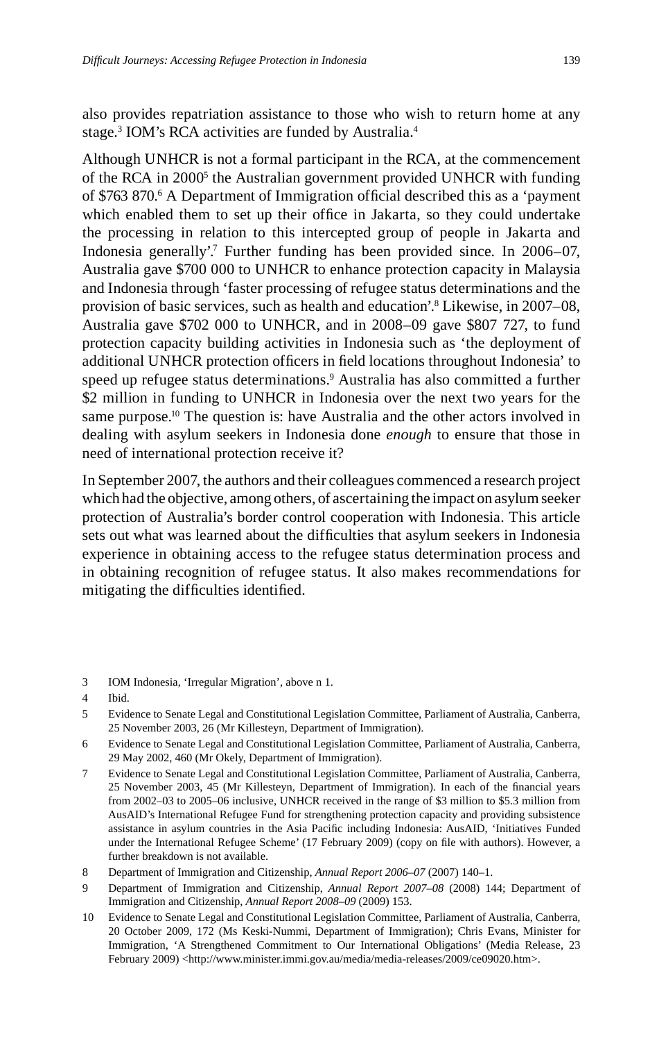also provides repatriation assistance to those who wish to return home at any stage.[3] IOM's RCA activities are funded by Australia.[4]

Although UNHCR is not a formal participant in the RCA, at the commencement of the RCA in 2000[5] the Australian government provided UNHCR with funding of $763 870.[6] A Department of Immigration official described this as a 'payment which enabled them to set up their office in Jakarta, so they could undertake the processing in relation to this intercepted group of people in Jakarta and Indonesia generally'.[7] Further funding has been provided since. In 2006–07, Australia gave $700 000 to UNHCR to enhance protection capacity in Malaysia and Indonesia through 'faster processing of refugee status determinations and the provision of basic services, such as health and education'.[8] Likewise, in 2007–08, Australia gave $702 000 to UNHCR, and in 2008–09 gave $807 727, to fund protection capacity building activities in Indonesia such as 'the deployment of additional UNHCR protection officers in field locations throughout Indonesia' to speed up refugee status determinations.[9] Australia has also committed a further $2 million in funding to UNHCR in Indonesia over the next two years for the same purpose.[10] The question is: have Australia and the other actors involved in dealing with asylum seekers in Indonesia done *enough* to ensure that those in need of international protection receive it?

In September 2007, the authors and their colleagues commenced a research project which had the objective, among others, of ascertaining the impact on asylum seeker protection of Australia's border control cooperation with Indonesia. This article sets out what was learned about the difficulties that asylum seekers in Indonesia experience in obtaining access to the refugee status determination process and in obtaining recognition of refugee status. It also makes recommendations for mitigating the difficulties identified.

---

3 IOM Indonesia, 'Irregular Migration', above n 1.

4 Ibid.

5 Evidence to Senate Legal and Constitutional Legislation Committee, Parliament of Australia, Canberra, 25 November 2003, 26 (Mr Killesteyn, Department of Immigration).

6 Evidence to Senate Legal and Constitutional Legislation Committee, Parliament of Australia, Canberra, 29 May 2002, 460 (Mr Okely, Department of Immigration).

7 Evidence to Senate Legal and Constitutional Legislation Committee, Parliament of Australia, Canberra, 25 November 2003, 45 (Mr Killesteyn, Department of Immigration). In each of the financial years from 2002–03 to 2005–06 inclusive, UNHCR received in the range of $3 million to $5.3 million from AusAID's International Refugee Fund for strengthening protection capacity and providing subsistence assistance in asylum countries in the Asia Pacific including Indonesia: AusAID, 'Initiatives Funded under the International Refugee Scheme' (17 February 2009) (copy on file with authors). However, a further breakdown is not available.

8 Department of Immigration and Citizenship, *Annual Report 2006–07* (2007) 140–1.

9 Department of Immigration and Citizenship, *Annual Report 2007–08* (2008) 144; Department of Immigration and Citizenship, *Annual Report 2008–09* (2009) 153.

10 Evidence to Senate Legal and Constitutional Legislation Committee, Parliament of Australia, Canberra, 20 October 2009, 172 (Ms Keski-Nummi, Department of Immigration); Chris Evans, Minister for Immigration, 'A Strengthened Commitment to Our International Obligations' (Media Release, 23 February 2009) <http://www.minister.immi.gov.au/media/media-releases/2009/ce09020.htm>.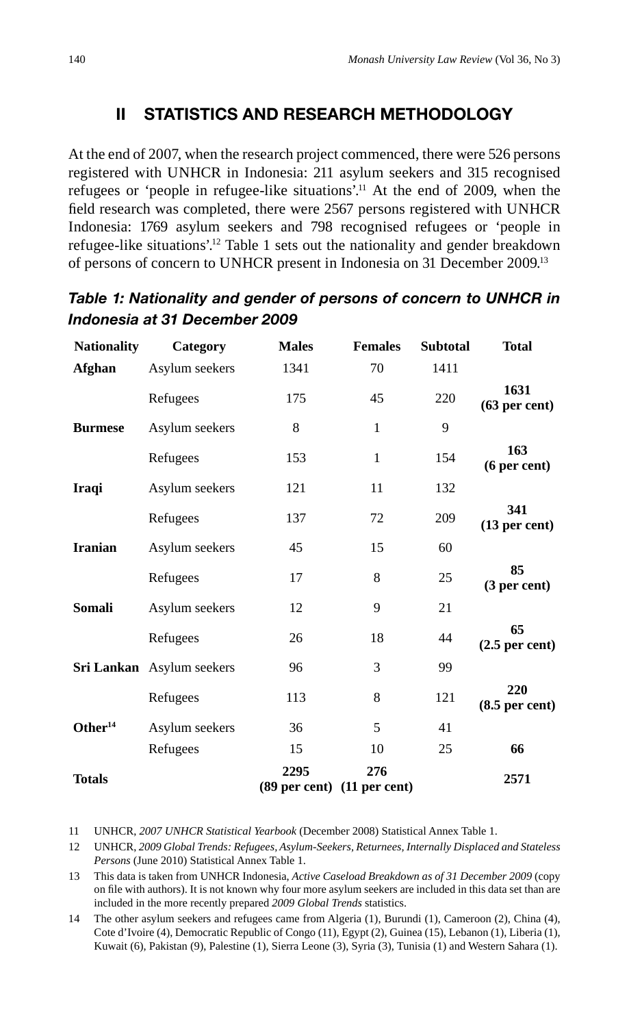## II STATISTICS AND RESEARCH METHODOLOGY

At the end of 2007, when the research project commenced, there were 526 persons registered with UNHCR in Indonesia: 211 asylum seekers and 315 recognised refugees or 'people in refugee-like situations'.[11] At the end of 2009, when the field research was completed, there were 2567 persons registered with UNHCR Indonesia: 1769 asylum seekers and 798 recognised refugees or 'people in refugee-like situations'.[12] Table 1 sets out the nationality and gender breakdown of persons of concern to UNHCR present in Indonesia on 31 December 2009.[13]

***Table 1: Nationality and gender of persons of concern to UNHCR in Indonesia at 31 December 2009***

| Nationality | Category | Males | Females | Subtotal | Total |
|---|---|---|---|---|---|
| **Afghan** | Asylum seekers | 1341 | 70 | 1411 | |
| | Refugees | 175 | 45 | 220 | **1631 (63 per cent)** |
| **Burmese** | Asylum seekers | 8 | 1 | 9 | |
| | Refugees | 153 | 1 | 154 | **163 (6 per cent)** |
| **Iraqi** | Asylum seekers | 121 | 11 | 132 | |
| | Refugees | 137 | 72 | 209 | **341 (13 per cent)** |
| **Iranian** | Asylum seekers | 45 | 15 | 60 | |
| | Refugees | 17 | 8 | 25 | **85 (3 per cent)** |
| **Somali** | Asylum seekers | 12 | 9 | 21 | |
| | Refugees | 26 | 18 | 44 | **65 (2.5 per cent)** |
| **Sri Lankan** | Asylum seekers | 96 | 3 | 99 | |
| | Refugees | 113 | 8 | 121 | **220 (8.5 per cent)** |
| **Other**[14] | Asylum seekers | 36 | 5 | 41 | |
| | Refugees | 15 | 10 | 25 | **66** |
| **Totals** | | **2295 (89 per cent)** | **276 (11 per cent)** | | **2571** |

11 UNHCR, *2007 UNHCR Statistical Yearbook* (December 2008) Statistical Annex Table 1.

12 UNHCR, *2009 Global Trends: Refugees, Asylum-Seekers, Returnees, Internally Displaced and Stateless Persons* (June 2010) Statistical Annex Table 1.

13 This data is taken from UNHCR Indonesia, *Active Caseload Breakdown as of 31 December 2009* (copy on file with authors). It is not known why four more asylum seekers are included in this data set than are included in the more recently prepared *2009 Global Trends* statistics.

14 The other asylum seekers and refugees came from Algeria (1), Burundi (1), Cameroon (2), China (4), Cote d'Ivoire (4), Democratic Republic of Congo (11), Egypt (2), Guinea (15), Lebanon (1), Liberia (1), Kuwait (6), Pakistan (9), Palestine (1), Sierra Leone (3), Syria (3), Tunisia (1) and Western Sahara (1).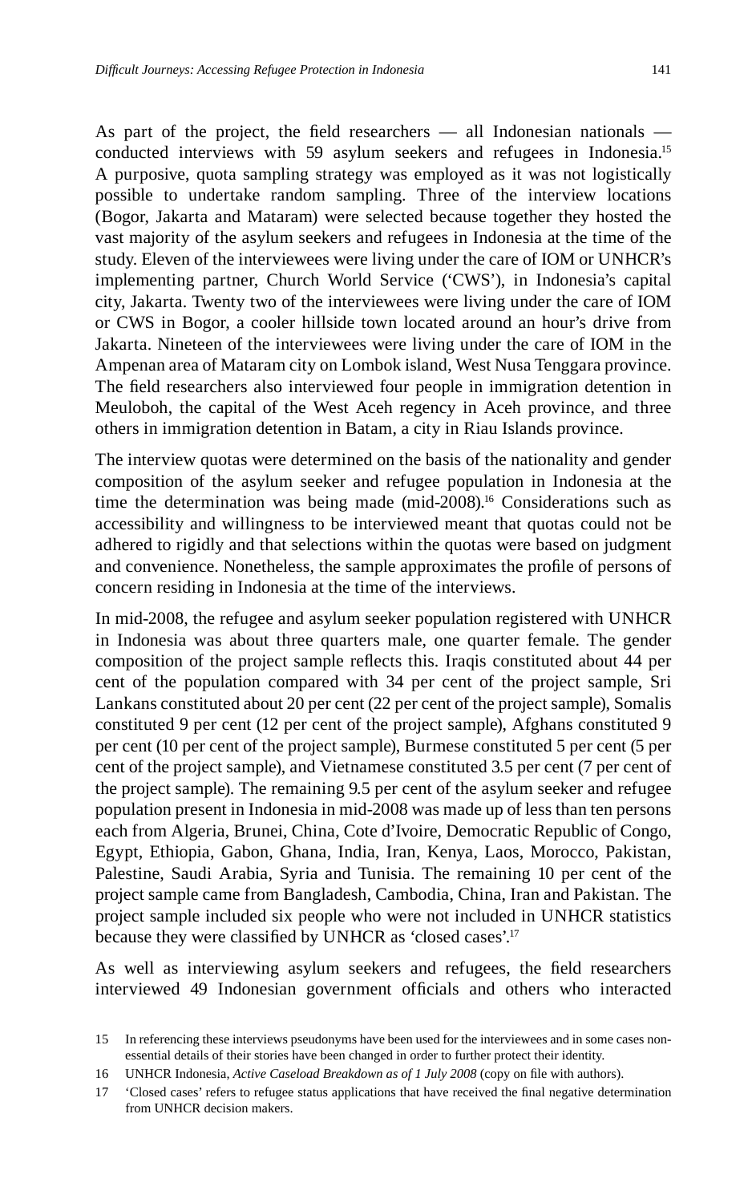As part of the project, the field researchers — all Indonesian nationals — conducted interviews with 59 asylum seekers and refugees in Indonesia.[15] A purposive, quota sampling strategy was employed as it was not logistically possible to undertake random sampling. Three of the interview locations (Bogor, Jakarta and Mataram) were selected because together they hosted the vast majority of the asylum seekers and refugees in Indonesia at the time of the study. Eleven of the interviewees were living under the care of IOM or UNHCR's implementing partner, Church World Service ('CWS'), in Indonesia's capital city, Jakarta. Twenty two of the interviewees were living under the care of IOM or CWS in Bogor, a cooler hillside town located around an hour's drive from Jakarta. Nineteen of the interviewees were living under the care of IOM in the Ampenan area of Mataram city on Lombok island, West Nusa Tenggara province. The field researchers also interviewed four people in immigration detention in Meuloboh, the capital of the West Aceh regency in Aceh province, and three others in immigration detention in Batam, a city in Riau Islands province.

The interview quotas were determined on the basis of the nationality and gender composition of the asylum seeker and refugee population in Indonesia at the time the determination was being made (mid-2008).[16] Considerations such as accessibility and willingness to be interviewed meant that quotas could not be adhered to rigidly and that selections within the quotas were based on judgment and convenience. Nonetheless, the sample approximates the profile of persons of concern residing in Indonesia at the time of the interviews.

In mid-2008, the refugee and asylum seeker population registered with UNHCR in Indonesia was about three quarters male, one quarter female. The gender composition of the project sample reflects this. Iraqis constituted about 44 per cent of the population compared with 34 per cent of the project sample, Sri Lankans constituted about 20 per cent (22 per cent of the project sample), Somalis constituted 9 per cent (12 per cent of the project sample), Afghans constituted 9 per cent (10 per cent of the project sample), Burmese constituted 5 per cent (5 per cent of the project sample), and Vietnamese constituted 3.5 per cent (7 per cent of the project sample). The remaining 9.5 per cent of the asylum seeker and refugee population present in Indonesia in mid-2008 was made up of less than ten persons each from Algeria, Brunei, China, Cote d'Ivoire, Democratic Republic of Congo, Egypt, Ethiopia, Gabon, Ghana, India, Iran, Kenya, Laos, Morocco, Pakistan, Palestine, Saudi Arabia, Syria and Tunisia. The remaining 10 per cent of the project sample came from Bangladesh, Cambodia, China, Iran and Pakistan. The project sample included six people who were not included in UNHCR statistics because they were classified by UNHCR as 'closed cases'.[17]

As well as interviewing asylum seekers and refugees, the field researchers interviewed 49 Indonesian government officials and others who interacted

15 In referencing these interviews pseudonyms have been used for the interviewees and in some cases non-essential details of their stories have been changed in order to further protect their identity.

16 UNHCR Indonesia, *Active Caseload Breakdown as of 1 July 2008* (copy on file with authors).

17 'Closed cases' refers to refugee status applications that have received the final negative determination from UNHCR decision makers.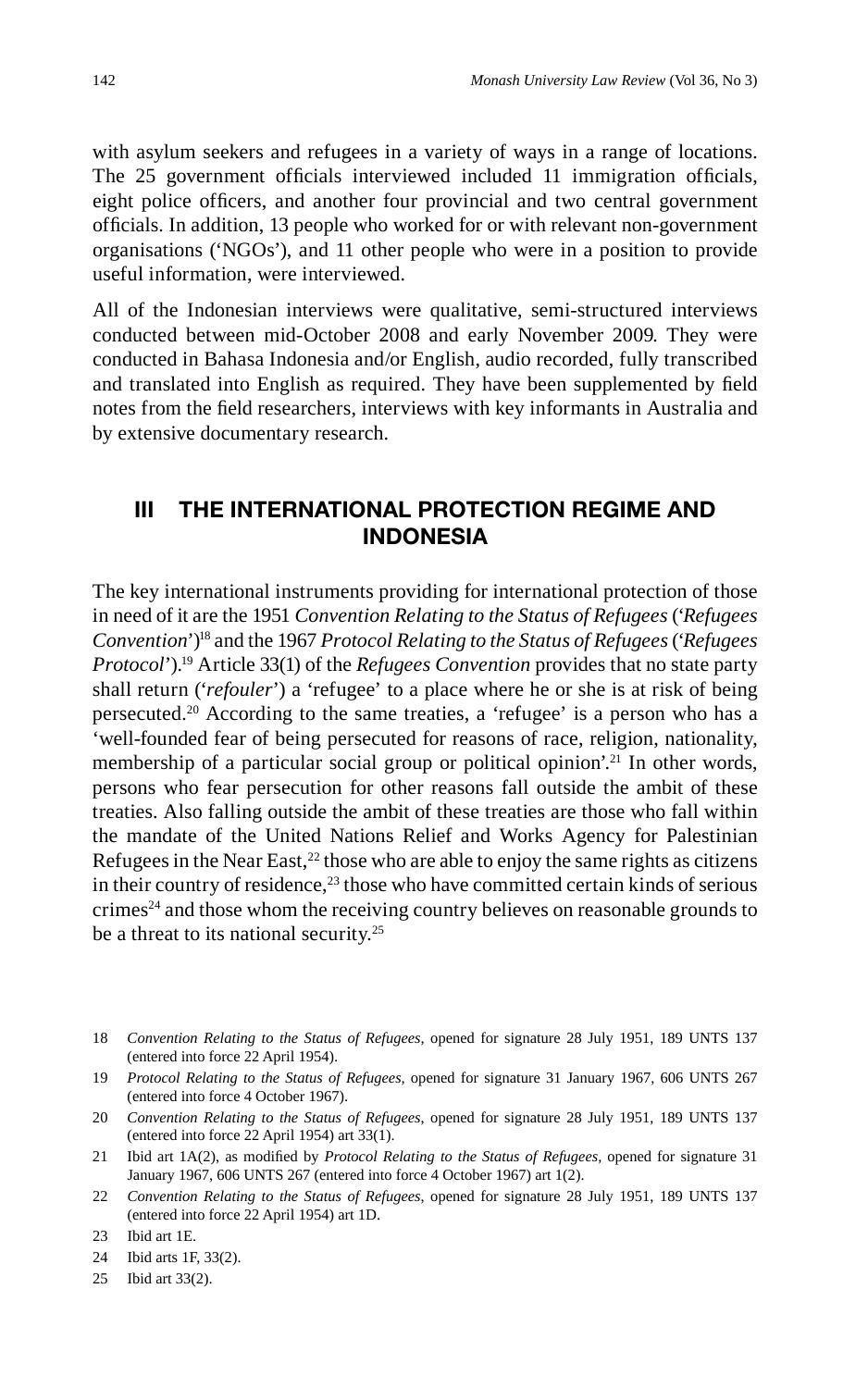with asylum seekers and refugees in a variety of ways in a range of locations. The 25 government officials interviewed included 11 immigration officials, eight police officers, and another four provincial and two central government officials. In addition, 13 people who worked for or with relevant non-government organisations ('NGOs'), and 11 other people who were in a position to provide useful information, were interviewed.

All of the Indonesian interviews were qualitative, semi-structured interviews conducted between mid-October 2008 and early November 2009. They were conducted in Bahasa Indonesia and/or English, audio recorded, fully transcribed and translated into English as required. They have been supplemented by field notes from the field researchers, interviews with key informants in Australia and by extensive documentary research.

## III THE INTERNATIONAL PROTECTION REGIME AND INDONESIA

The key international instruments providing for international protection of those in need of it are the 1951 *Convention Relating to the Status of Refugees* ('*Refugees Convention*')[18] and the 1967 *Protocol Relating to the Status of Refugees* ('*Refugees Protocol*').[19] Article 33(1) of the *Refugees Convention* provides that no state party shall return ('*refouler*') a 'refugee' to a place where he or she is at risk of being persecuted.[20] According to the same treaties, a 'refugee' is a person who has a 'well-founded fear of being persecuted for reasons of race, religion, nationality, membership of a particular social group or political opinion'.[21] In other words, persons who fear persecution for other reasons fall outside the ambit of these treaties. Also falling outside the ambit of these treaties are those who fall within the mandate of the United Nations Relief and Works Agency for Palestinian Refugees in the Near East,[22] those who are able to enjoy the same rights as citizens in their country of residence,[23] those who have committed certain kinds of serious crimes[24] and those whom the receiving country believes on reasonable grounds to be a threat to its national security.[25]

18 *Convention Relating to the Status of Refugees*, opened for signature 28 July 1951, 189 UNTS 137 (entered into force 22 April 1954).

19 *Protocol Relating to the Status of Refugees*, opened for signature 31 January 1967, 606 UNTS 267 (entered into force 4 October 1967).

20 *Convention Relating to the Status of Refugees*, opened for signature 28 July 1951, 189 UNTS 137 (entered into force 22 April 1954) art 33(1).

21 Ibid art 1A(2), as modified by *Protocol Relating to the Status of Refugees*, opened for signature 31 January 1967, 606 UNTS 267 (entered into force 4 October 1967) art 1(2).

22 *Convention Relating to the Status of Refugees*, opened for signature 28 July 1951, 189 UNTS 137 (entered into force 22 April 1954) art 1D.

23 Ibid art 1E.

24 Ibid arts 1F, 33(2).

25 Ibid art 33(2).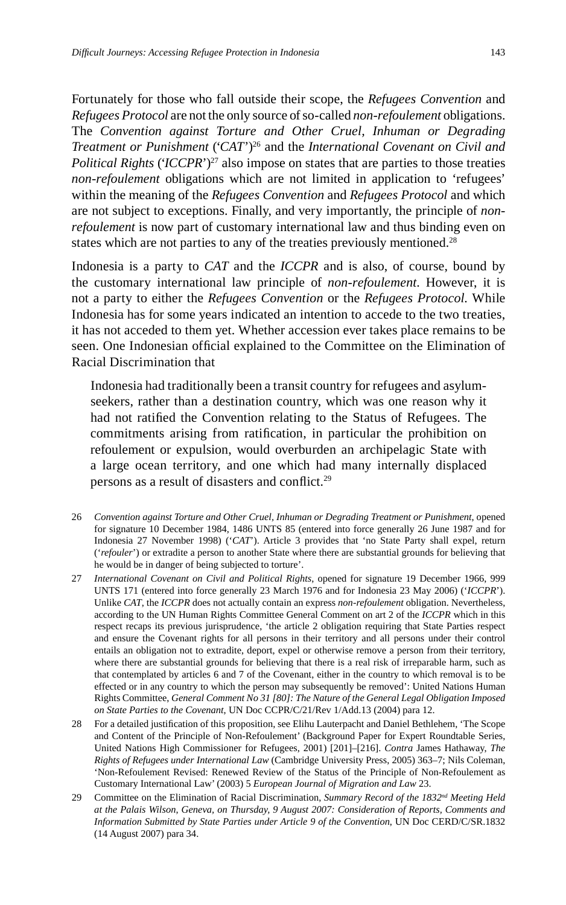Fortunately for those who fall outside their scope, the *Refugees Convention* and *Refugees Protocol* are not the only source of so-called *non-refoulement* obligations. The *Convention against Torture and Other Cruel, Inhuman or Degrading Treatment or Punishment* ('*CAT*')[26] and the *International Covenant on Civil and Political Rights* ('*ICCPR*')[27] also impose on states that are parties to those treaties *non-refoulement* obligations which are not limited in application to 'refugees' within the meaning of the *Refugees Convention* and *Refugees Protocol* and which are not subject to exceptions. Finally, and very importantly, the principle of *non-refoulement* is now part of customary international law and thus binding even on states which are not parties to any of the treaties previously mentioned.[28]

Indonesia is a party to *CAT* and the *ICCPR* and is also, of course, bound by the customary international law principle of *non-refoulement*. However, it is not a party to either the *Refugees Convention* or the *Refugees Protocol*. While Indonesia has for some years indicated an intention to accede to the two treaties, it has not acceded to them yet. Whether accession ever takes place remains to be seen. One Indonesian official explained to the Committee on the Elimination of Racial Discrimination that

> Indonesia had traditionally been a transit country for refugees and asylum-seekers, rather than a destination country, which was one reason why it had not ratified the Convention relating to the Status of Refugees. The commitments arising from ratification, in particular the prohibition on refoulement or expulsion, would overburden an archipelagic State with a large ocean territory, and one which had many internally displaced persons as a result of disasters and conflict.[29]

26 *Convention against Torture and Other Cruel, Inhuman or Degrading Treatment or Punishment*, opened for signature 10 December 1984, 1486 UNTS 85 (entered into force generally 26 June 1987 and for Indonesia 27 November 1998) ('*CAT*'). Article 3 provides that 'no State Party shall expel, return ('*refouler*') or extradite a person to another State where there are substantial grounds for believing that he would be in danger of being subjected to torture'.

27 *International Covenant on Civil and Political Rights*, opened for signature 19 December 1966, 999 UNTS 171 (entered into force generally 23 March 1976 and for Indonesia 23 May 2006) ('*ICCPR*'). Unlike *CAT*, the *ICCPR* does not actually contain an express *non-refoulement* obligation. Nevertheless, according to the UN Human Rights Committee General Comment on art 2 of the *ICCPR* which in this respect recaps its previous jurisprudence, 'the article 2 obligation requiring that State Parties respect and ensure the Covenant rights for all persons in their territory and all persons under their control entails an obligation not to extradite, deport, expel or otherwise remove a person from their territory, where there are substantial grounds for believing that there is a real risk of irreparable harm, such as that contemplated by articles 6 and 7 of the Covenant, either in the country to which removal is to be effected or in any country to which the person may subsequently be removed': United Nations Human Rights Committee, *General Comment No 31 [80]: The Nature of the General Legal Obligation Imposed on State Parties to the Covenant*, UN Doc CCPR/C/21/Rev 1/Add.13 (2004) para 12.

28 For a detailed justification of this proposition, see Elihu Lauterpacht and Daniel Bethlehem, 'The Scope and Content of the Principle of Non-Refoulement' (Background Paper for Expert Roundtable Series, United Nations High Commissioner for Refugees, 2001) [201]–[216]. *Contra* James Hathaway, *The Rights of Refugees under International Law* (Cambridge University Press, 2005) 363–7; Nils Coleman, 'Non-Refoulement Revised: Renewed Review of the Status of the Principle of Non-Refoulement as Customary International Law' (2003) 5 *European Journal of Migration and Law* 23.

29 Committee on the Elimination of Racial Discrimination, *Summary Record of the 1832nd Meeting Held at the Palais Wilson, Geneva, on Thursday, 9 August 2007: Consideration of Reports, Comments and Information Submitted by State Parties under Article 9 of the Convention*, UN Doc CERD/C/SR.1832 (14 August 2007) para 34.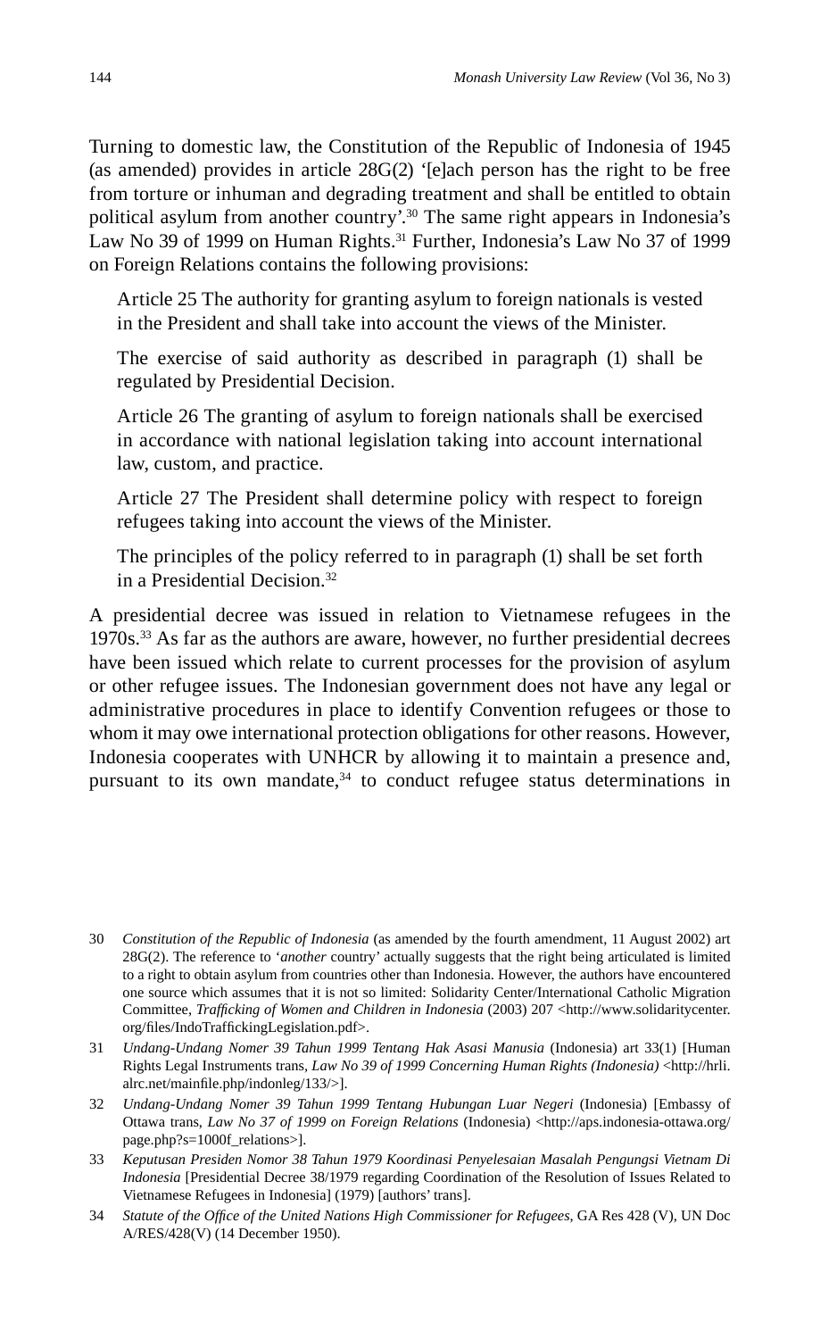Turning to domestic law, the Constitution of the Republic of Indonesia of 1945 (as amended) provides in article 28G(2) '[e]ach person has the right to be free from torture or inhuman and degrading treatment and shall be entitled to obtain political asylum from another country'.[30] The same right appears in Indonesia's Law No 39 of 1999 on Human Rights.[31] Further, Indonesia's Law No 37 of 1999 on Foreign Relations contains the following provisions:

> Article 25 The authority for granting asylum to foreign nationals is vested in the President and shall take into account the views of the Minister.
>
> The exercise of said authority as described in paragraph (1) shall be regulated by Presidential Decision.
>
> Article 26 The granting of asylum to foreign nationals shall be exercised in accordance with national legislation taking into account international law, custom, and practice.
>
> Article 27 The President shall determine policy with respect to foreign refugees taking into account the views of the Minister.
>
> The principles of the policy referred to in paragraph (1) shall be set forth in a Presidential Decision.[32]

A presidential decree was issued in relation to Vietnamese refugees in the 1970s.[33] As far as the authors are aware, however, no further presidential decrees have been issued which relate to current processes for the provision of asylum or other refugee issues. The Indonesian government does not have any legal or administrative procedures in place to identify Convention refugees or those to whom it may owe international protection obligations for other reasons. However, Indonesia cooperates with UNHCR by allowing it to maintain a presence and, pursuant to its own mandate,[34] to conduct refugee status determinations in

---

30 *Constitution of the Republic of Indonesia* (as amended by the fourth amendment, 11 August 2002) art 28G(2). The reference to '*another* country' actually suggests that the right being articulated is limited to a right to obtain asylum from countries other than Indonesia. However, the authors have encountered one source which assumes that it is not so limited: Solidarity Center/International Catholic Migration Committee, *Trafficking of Women and Children in Indonesia* (2003) 207 <http://www.solidaritycenter.org/files/IndoTraffickingLegislation.pdf>.

31 *Undang-Undang Nomer 39 Tahun 1999 Tentang Hak Asasi Manusia* (Indonesia) art 33(1) [Human Rights Legal Instruments trans, *Law No 39 of 1999 Concerning Human Rights (Indonesia)* <http://hrli.alrc.net/mainfile.php/indonleg/133/>].

32 *Undang-Undang Nomer 39 Tahun 1999 Tentang Hubungan Luar Negeri* (Indonesia) [Embassy of Ottawa trans, *Law No 37 of 1999 on Foreign Relations* (Indonesia) <http://aps.indonesia-ottawa.org/page.php?s=1000f_relations>].

33 *Keputusan Presiden Nomor 38 Tahun 1979 Koordinasi Penyelesaian Masalah Pengungsi Vietnam Di Indonesia* [Presidential Decree 38/1979 regarding Coordination of the Resolution of Issues Related to Vietnamese Refugees in Indonesia] (1979) [authors' trans].

34 *Statute of the Office of the United Nations High Commissioner for Refugees*, GA Res 428 (V), UN Doc A/RES/428(V) (14 December 1950).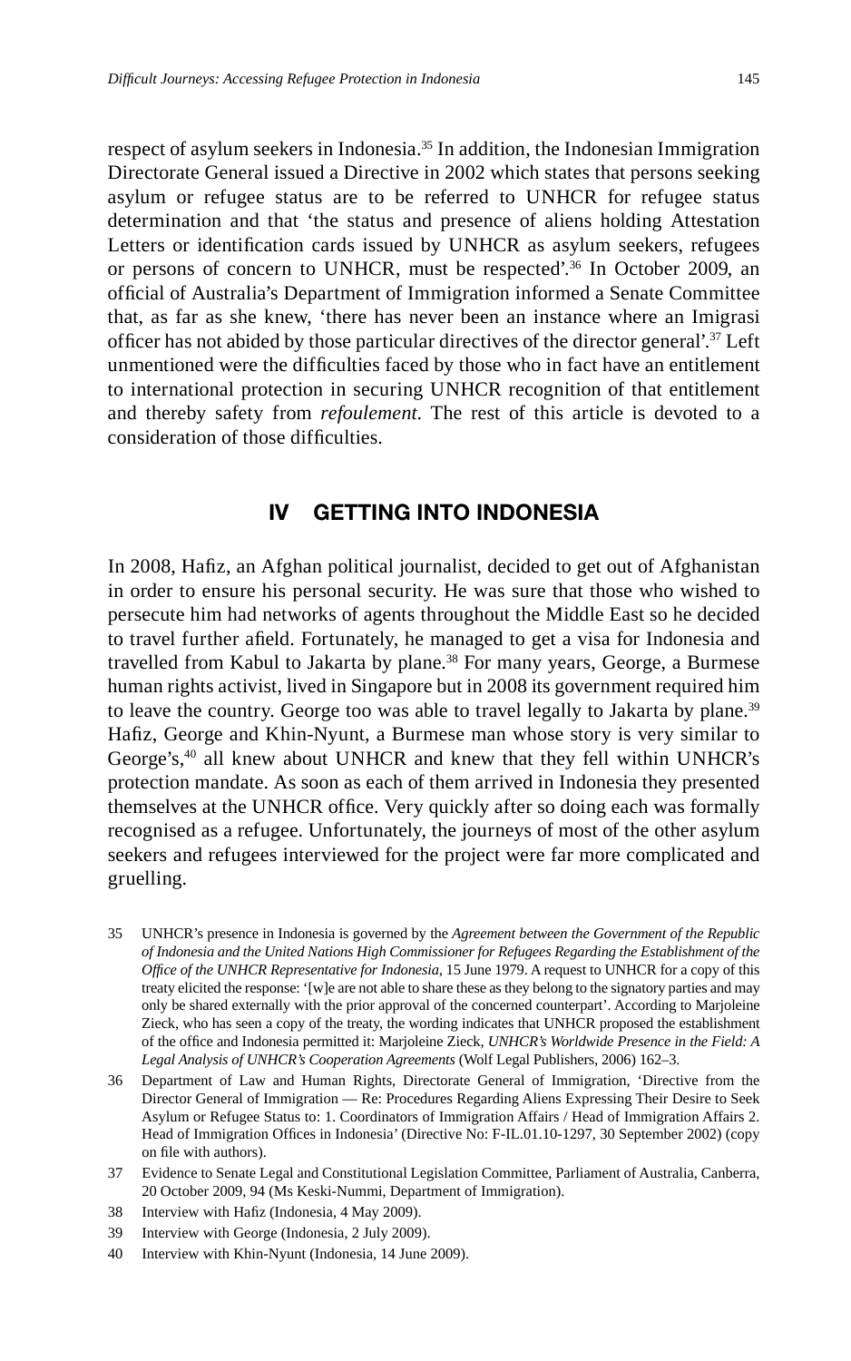respect of asylum seekers in Indonesia.[35] In addition, the Indonesian Immigration Directorate General issued a Directive in 2002 which states that persons seeking asylum or refugee status are to be referred to UNHCR for refugee status determination and that 'the status and presence of aliens holding Attestation Letters or identification cards issued by UNHCR as asylum seekers, refugees or persons of concern to UNHCR, must be respected'.[36] In October 2009, an official of Australia's Department of Immigration informed a Senate Committee that, as far as she knew, 'there has never been an instance where an Imigrasi officer has not abided by those particular directives of the director general'.[37] Left unmentioned were the difficulties faced by those who in fact have an entitlement to international protection in securing UNHCR recognition of that entitlement and thereby safety from *refoulement*. The rest of this article is devoted to a consideration of those difficulties.

## IV GETTING INTO INDONESIA

In 2008, Hafiz, an Afghan political journalist, decided to get out of Afghanistan in order to ensure his personal security. He was sure that those who wished to persecute him had networks of agents throughout the Middle East so he decided to travel further afield. Fortunately, he managed to get a visa for Indonesia and travelled from Kabul to Jakarta by plane.[38] For many years, George, a Burmese human rights activist, lived in Singapore but in 2008 its government required him to leave the country. George too was able to travel legally to Jakarta by plane.[39] Hafiz, George and Khin-Nyunt, a Burmese man whose story is very similar to George's,[40] all knew about UNHCR and knew that they fell within UNHCR's protection mandate. As soon as each of them arrived in Indonesia they presented themselves at the UNHCR office. Very quickly after so doing each was formally recognised as a refugee. Unfortunately, the journeys of most of the other asylum seekers and refugees interviewed for the project were far more complicated and gruelling.

35 UNHCR's presence in Indonesia is governed by the *Agreement between the Government of the Republic of Indonesia and the United Nations High Commissioner for Refugees Regarding the Establishment of the Office of the UNHCR Representative for Indonesia*, 15 June 1979. A request to UNHCR for a copy of this treaty elicited the response: '[w]e are not able to share these as they belong to the signatory parties and may only be shared externally with the prior approval of the concerned counterpart'. According to Marjoleine Zieck, who has seen a copy of the treaty, the wording indicates that UNHCR proposed the establishment of the office and Indonesia permitted it: Marjoleine Zieck, *UNHCR's Worldwide Presence in the Field: A Legal Analysis of UNHCR's Cooperation Agreements* (Wolf Legal Publishers, 2006) 162–3.

36 Department of Law and Human Rights, Directorate General of Immigration, 'Directive from the Director General of Immigration — Re: Procedures Regarding Aliens Expressing Their Desire to Seek Asylum or Refugee Status to: 1. Coordinators of Immigration Affairs / Head of Immigration Affairs 2. Head of Immigration Offices in Indonesia' (Directive No: F-IL.01.10-1297, 30 September 2002) (copy on file with authors).

37 Evidence to Senate Legal and Constitutional Legislation Committee, Parliament of Australia, Canberra, 20 October 2009, 94 (Ms Keski-Nummi, Department of Immigration).

38 Interview with Hafiz (Indonesia, 4 May 2009).

39 Interview with George (Indonesia, 2 July 2009).

40 Interview with Khin-Nyunt (Indonesia, 14 June 2009).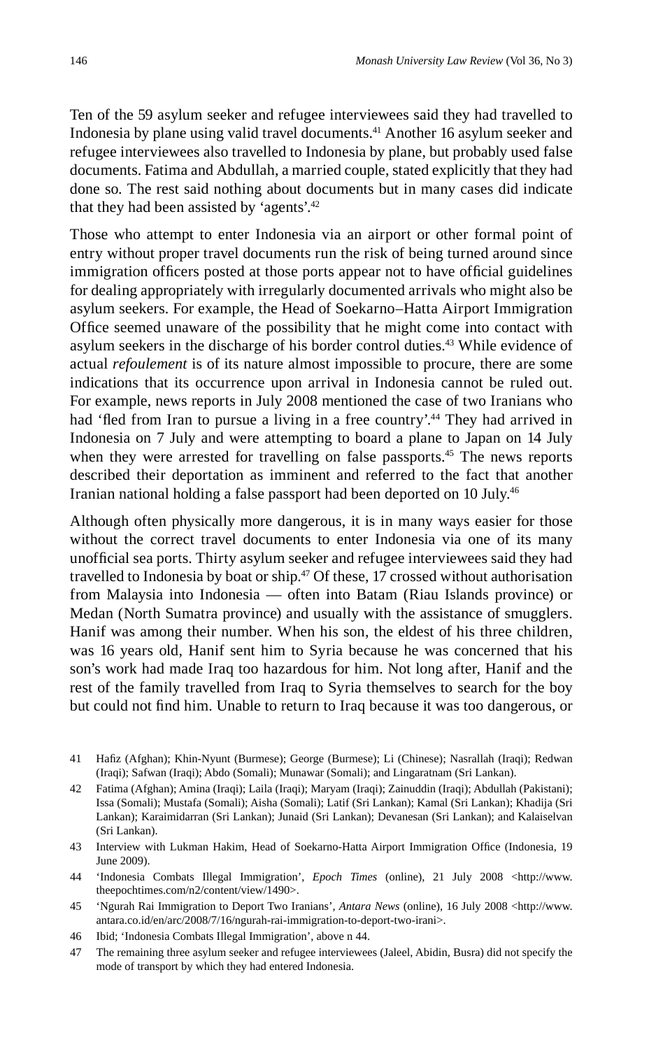Ten of the 59 asylum seeker and refugee interviewees said they had travelled to Indonesia by plane using valid travel documents.[41] Another 16 asylum seeker and refugee interviewees also travelled to Indonesia by plane, but probably used false documents. Fatima and Abdullah, a married couple, stated explicitly that they had done so. The rest said nothing about documents but in many cases did indicate that they had been assisted by 'agents'.[42]

Those who attempt to enter Indonesia via an airport or other formal point of entry without proper travel documents run the risk of being turned around since immigration officers posted at those ports appear not to have official guidelines for dealing appropriately with irregularly documented arrivals who might also be asylum seekers. For example, the Head of Soekarno–Hatta Airport Immigration Office seemed unaware of the possibility that he might come into contact with asylum seekers in the discharge of his border control duties.[43] While evidence of actual *refoulement* is of its nature almost impossible to procure, there are some indications that its occurrence upon arrival in Indonesia cannot be ruled out. For example, news reports in July 2008 mentioned the case of two Iranians who had 'fled from Iran to pursue a living in a free country'.[44] They had arrived in Indonesia on 7 July and were attempting to board a plane to Japan on 14 July when they were arrested for travelling on false passports.[45] The news reports described their deportation as imminent and referred to the fact that another Iranian national holding a false passport had been deported on 10 July.[46]

Although often physically more dangerous, it is in many ways easier for those without the correct travel documents to enter Indonesia via one of its many unofficial sea ports. Thirty asylum seeker and refugee interviewees said they had travelled to Indonesia by boat or ship.[47] Of these, 17 crossed without authorisation from Malaysia into Indonesia — often into Batam (Riau Islands province) or Medan (North Sumatra province) and usually with the assistance of smugglers. Hanif was among their number. When his son, the eldest of his three children, was 16 years old, Hanif sent him to Syria because he was concerned that his son's work had made Iraq too hazardous for him. Not long after, Hanif and the rest of the family travelled from Iraq to Syria themselves to search for the boy but could not find him. Unable to return to Iraq because it was too dangerous, or

---

41 Hafiz (Afghan); Khin-Nyunt (Burmese); George (Burmese); Li (Chinese); Nasrallah (Iraqi); Redwan (Iraqi); Safwan (Iraqi); Abdo (Somali); Munawar (Somali); and Lingaratnam (Sri Lankan).

42 Fatima (Afghan); Amina (Iraqi); Laila (Iraqi); Maryam (Iraqi); Zainuddin (Iraqi); Abdullah (Pakistani); Issa (Somali); Mustafa (Somali); Aisha (Somali); Latif (Sri Lankan); Kamal (Sri Lankan); Khadija (Sri Lankan); Karaimidarran (Sri Lankan); Junaid (Sri Lankan); Devanesan (Sri Lankan); and Kalaiselvan (Sri Lankan).

43 Interview with Lukman Hakim, Head of Soekarno-Hatta Airport Immigration Office (Indonesia, 19 June 2009).

44 'Indonesia Combats Illegal Immigration', *Epoch Times* (online), 21 July 2008 <http://www.theepochtimes.com/n2/content/view/1490>.

45 'Ngurah Rai Immigration to Deport Two Iranians', *Antara News* (online), 16 July 2008 <http://www.antara.co.id/en/arc/2008/7/16/ngurah-rai-immigration-to-deport-two-irani>.

46 Ibid; 'Indonesia Combats Illegal Immigration', above n 44.

47 The remaining three asylum seeker and refugee interviewees (Jaleel, Abidin, Busra) did not specify the mode of transport by which they had entered Indonesia.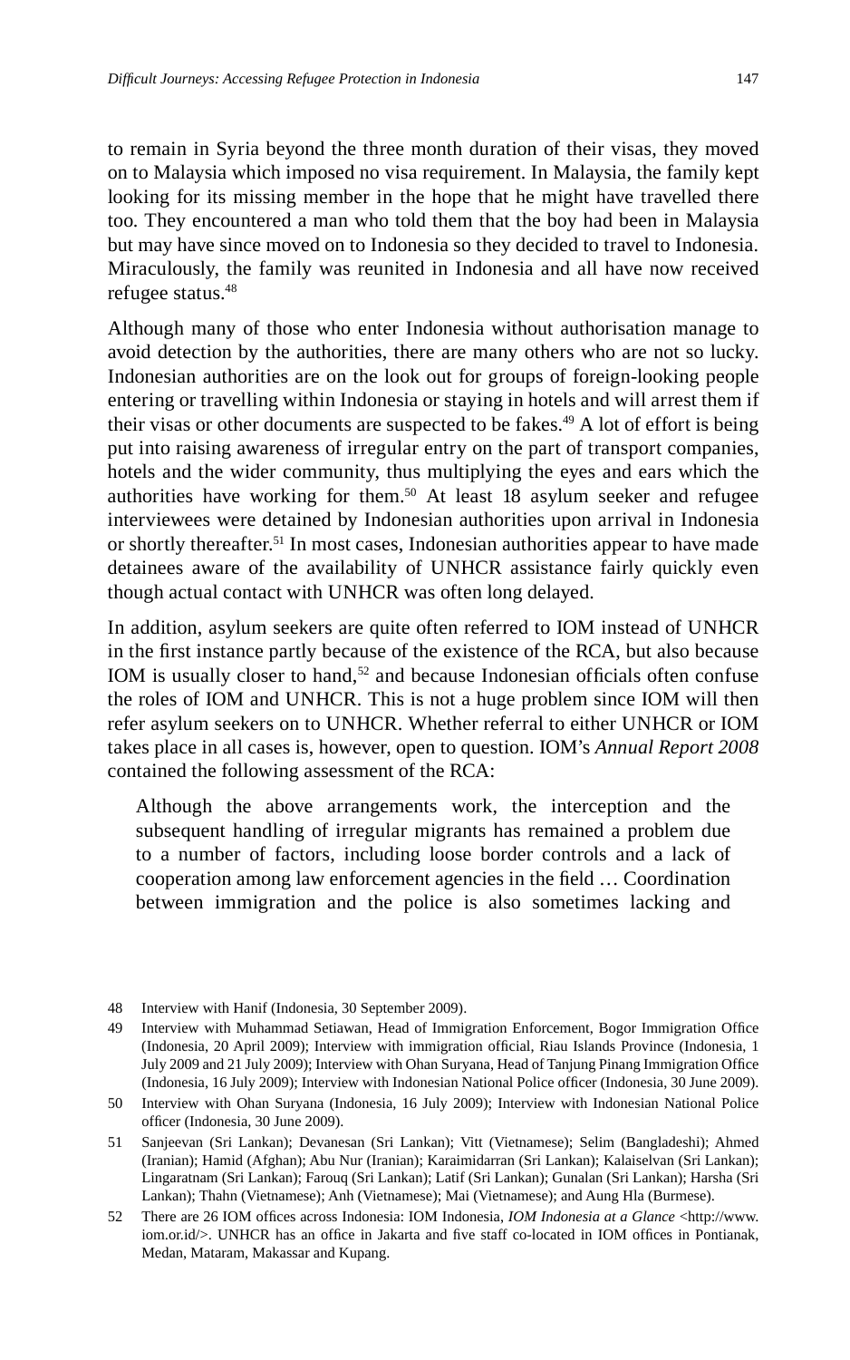to remain in Syria beyond the three month duration of their visas, they moved on to Malaysia which imposed no visa requirement. In Malaysia, the family kept looking for its missing member in the hope that he might have travelled there too. They encountered a man who told them that the boy had been in Malaysia but may have since moved on to Indonesia so they decided to travel to Indonesia. Miraculously, the family was reunited in Indonesia and all have now received refugee status.[48]

Although many of those who enter Indonesia without authorisation manage to avoid detection by the authorities, there are many others who are not so lucky. Indonesian authorities are on the look out for groups of foreign-looking people entering or travelling within Indonesia or staying in hotels and will arrest them if their visas or other documents are suspected to be fakes.[49] A lot of effort is being put into raising awareness of irregular entry on the part of transport companies, hotels and the wider community, thus multiplying the eyes and ears which the authorities have working for them.[50] At least 18 asylum seeker and refugee interviewees were detained by Indonesian authorities upon arrival in Indonesia or shortly thereafter.[51] In most cases, Indonesian authorities appear to have made detainees aware of the availability of UNHCR assistance fairly quickly even though actual contact with UNHCR was often long delayed.

In addition, asylum seekers are quite often referred to IOM instead of UNHCR in the first instance partly because of the existence of the RCA, but also because IOM is usually closer to hand,[52] and because Indonesian officials often confuse the roles of IOM and UNHCR. This is not a huge problem since IOM will then refer asylum seekers on to UNHCR. Whether referral to either UNHCR or IOM takes place in all cases is, however, open to question. IOM's *Annual Report 2008* contained the following assessment of the RCA:

> Although the above arrangements work, the interception and the subsequent handling of irregular migrants has remained a problem due to a number of factors, including loose border controls and a lack of cooperation among law enforcement agencies in the field … Coordination between immigration and the police is also sometimes lacking and

---

48 Interview with Hanif (Indonesia, 30 September 2009).

49 Interview with Muhammad Setiawan, Head of Immigration Enforcement, Bogor Immigration Office (Indonesia, 20 April 2009); Interview with immigration official, Riau Islands Province (Indonesia, 1 July 2009 and 21 July 2009); Interview with Ohan Suryana, Head of Tanjung Pinang Immigration Office (Indonesia, 16 July 2009); Interview with Indonesian National Police officer (Indonesia, 30 June 2009).

50 Interview with Ohan Suryana (Indonesia, 16 July 2009); Interview with Indonesian National Police officer (Indonesia, 30 June 2009).

51 Sanjeevan (Sri Lankan); Devanesan (Sri Lankan); Vitt (Vietnamese); Selim (Bangladeshi); Ahmed (Iranian); Hamid (Afghan); Abu Nur (Iranian); Karaimidarran (Sri Lankan); Kalaiselvan (Sri Lankan); Lingaratnam (Sri Lankan); Farouq (Sri Lankan); Latif (Sri Lankan); Gunalan (Sri Lankan); Harsha (Sri Lankan); Thahn (Vietnamese); Anh (Vietnamese); Mai (Vietnamese); and Aung Hla (Burmese).

52 There are 26 IOM offices across Indonesia: IOM Indonesia, *IOM Indonesia at a Glance* <http://www.iom.or.id/>. UNHCR has an office in Jakarta and five staff co-located in IOM offices in Pontianak, Medan, Mataram, Makassar and Kupang.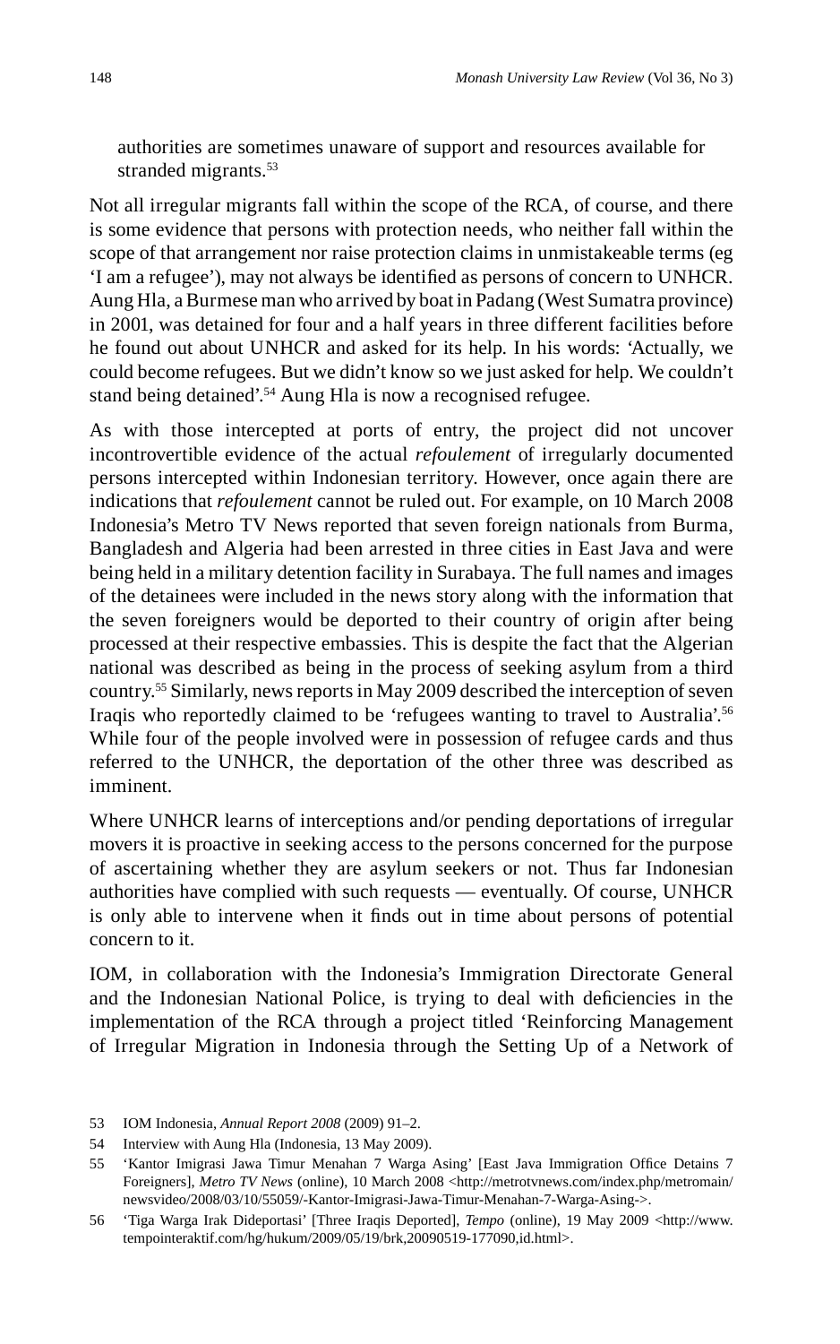authorities are sometimes unaware of support and resources available for stranded migrants.[53]

Not all irregular migrants fall within the scope of the RCA, of course, and there is some evidence that persons with protection needs, who neither fall within the scope of that arrangement nor raise protection claims in unmistakeable terms (eg 'I am a refugee'), may not always be identified as persons of concern to UNHCR. Aung Hla, a Burmese man who arrived by boat in Padang (West Sumatra province) in 2001, was detained for four and a half years in three different facilities before he found out about UNHCR and asked for its help. In his words: 'Actually, we could become refugees. But we didn't know so we just asked for help. We couldn't stand being detained'.[54] Aung Hla is now a recognised refugee.

As with those intercepted at ports of entry, the project did not uncover incontrovertible evidence of the actual *refoulement* of irregularly documented persons intercepted within Indonesian territory. However, once again there are indications that *refoulement* cannot be ruled out. For example, on 10 March 2008 Indonesia's Metro TV News reported that seven foreign nationals from Burma, Bangladesh and Algeria had been arrested in three cities in East Java and were being held in a military detention facility in Surabaya. The full names and images of the detainees were included in the news story along with the information that the seven foreigners would be deported to their country of origin after being processed at their respective embassies. This is despite the fact that the Algerian national was described as being in the process of seeking asylum from a third country.[55] Similarly, news reports in May 2009 described the interception of seven Iraqis who reportedly claimed to be 'refugees wanting to travel to Australia'.[56] While four of the people involved were in possession of refugee cards and thus referred to the UNHCR, the deportation of the other three was described as imminent.

Where UNHCR learns of interceptions and/or pending deportations of irregular movers it is proactive in seeking access to the persons concerned for the purpose of ascertaining whether they are asylum seekers or not. Thus far Indonesian authorities have complied with such requests — eventually. Of course, UNHCR is only able to intervene when it finds out in time about persons of potential concern to it.

IOM, in collaboration with the Indonesia's Immigration Directorate General and the Indonesian National Police, is trying to deal with deficiencies in the implementation of the RCA through a project titled 'Reinforcing Management of Irregular Migration in Indonesia through the Setting Up of a Network of

---

53 IOM Indonesia, *Annual Report 2008* (2009) 91–2.

54 Interview with Aung Hla (Indonesia, 13 May 2009).

55 'Kantor Imigrasi Jawa Timur Menahan 7 Warga Asing' [East Java Immigration Office Detains 7 Foreigners], *Metro TV News* (online), 10 March 2008 <http://metrotvnews.com/index.php/metromain/newsvideo/2008/03/10/55059/-Kantor-Imigrasi-Jawa-Timur-Menahan-7-Warga-Asing->.

56 'Tiga Warga Irak Dideportasi' [Three Iraqis Deported], *Tempo* (online), 19 May 2009 <http://www.tempointeraktif.com/hg/hukum/2009/05/19/brk,20090519-177090,id.html>.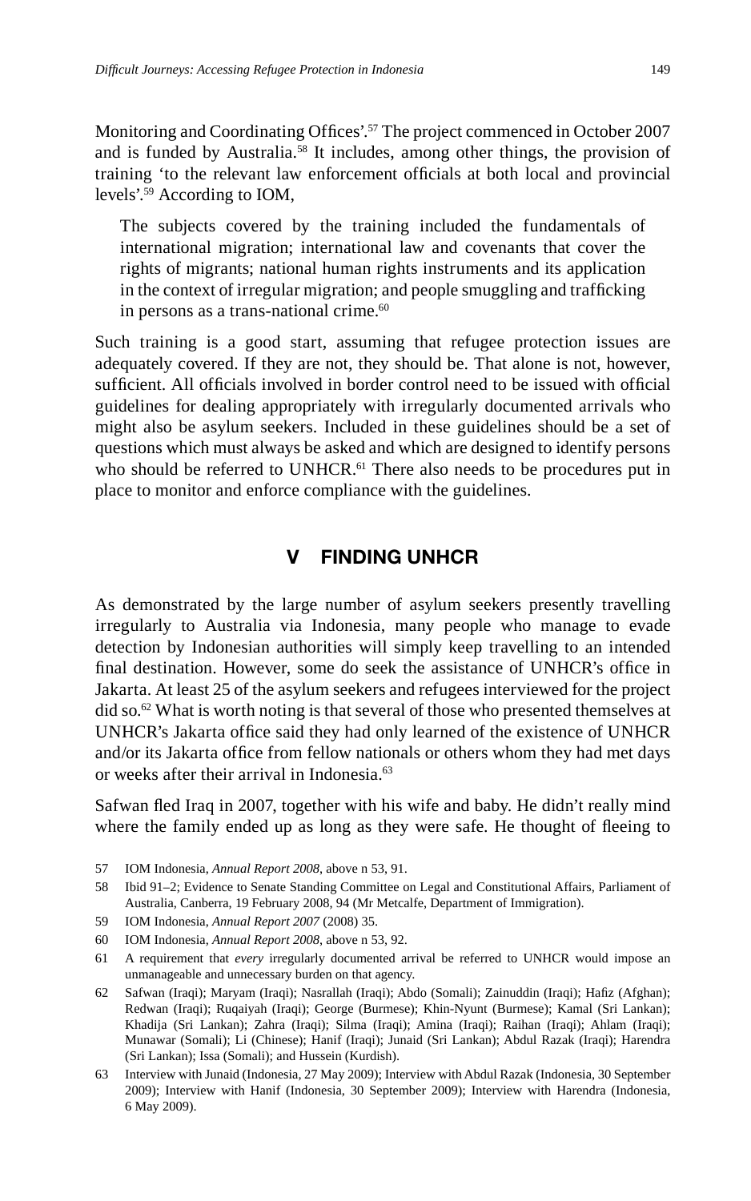Monitoring and Coordinating Offices'.[57] The project commenced in October 2007 and is funded by Australia.[58] It includes, among other things, the provision of training 'to the relevant law enforcement officials at both local and provincial levels'.[59] According to IOM,

> The subjects covered by the training included the fundamentals of international migration; international law and covenants that cover the rights of migrants; national human rights instruments and its application in the context of irregular migration; and people smuggling and trafficking in persons as a trans-national crime.[60]

Such training is a good start, assuming that refugee protection issues are adequately covered. If they are not, they should be. That alone is not, however, sufficient. All officials involved in border control need to be issued with official guidelines for dealing appropriately with irregularly documented arrivals who might also be asylum seekers. Included in these guidelines should be a set of questions which must always be asked and which are designed to identify persons who should be referred to UNHCR.[61] There also needs to be procedures put in place to monitor and enforce compliance with the guidelines.

## V FINDING UNHCR

As demonstrated by the large number of asylum seekers presently travelling irregularly to Australia via Indonesia, many people who manage to evade detection by Indonesian authorities will simply keep travelling to an intended final destination. However, some do seek the assistance of UNHCR's office in Jakarta. At least 25 of the asylum seekers and refugees interviewed for the project did so.[62] What is worth noting is that several of those who presented themselves at UNHCR's Jakarta office said they had only learned of the existence of UNHCR and/or its Jakarta office from fellow nationals or others whom they had met days or weeks after their arrival in Indonesia.[63]

Safwan fled Iraq in 2007, together with his wife and baby. He didn't really mind where the family ended up as long as they were safe. He thought of fleeing to

---

57 IOM Indonesia, *Annual Report 2008*, above n 53, 91.

58 Ibid 91–2; Evidence to Senate Standing Committee on Legal and Constitutional Affairs, Parliament of Australia, Canberra, 19 February 2008, 94 (Mr Metcalfe, Department of Immigration).

59 IOM Indonesia, *Annual Report 2007* (2008) 35.

60 IOM Indonesia, *Annual Report 2008*, above n 53, 92.

61 A requirement that *every* irregularly documented arrival be referred to UNHCR would impose an unmanageable and unnecessary burden on that agency.

62 Safwan (Iraqi); Maryam (Iraqi); Nasrallah (Iraqi); Abdo (Somali); Zainuddin (Iraqi); Hafiz (Afghan); Redwan (Iraqi); Ruqaiyah (Iraqi); George (Burmese); Khin-Nyunt (Burmese); Kamal (Sri Lankan); Khadija (Sri Lankan); Zahra (Iraqi); Silma (Iraqi); Amina (Iraqi); Raihan (Iraqi); Ahlam (Iraqi); Munawar (Somali); Li (Chinese); Hanif (Iraqi); Junaid (Sri Lankan); Abdul Razak (Iraqi); Harendra (Sri Lankan); Issa (Somali); and Hussein (Kurdish).

63 Interview with Junaid (Indonesia, 27 May 2009); Interview with Abdul Razak (Indonesia, 30 September 2009); Interview with Hanif (Indonesia, 30 September 2009); Interview with Harendra (Indonesia, 6 May 2009).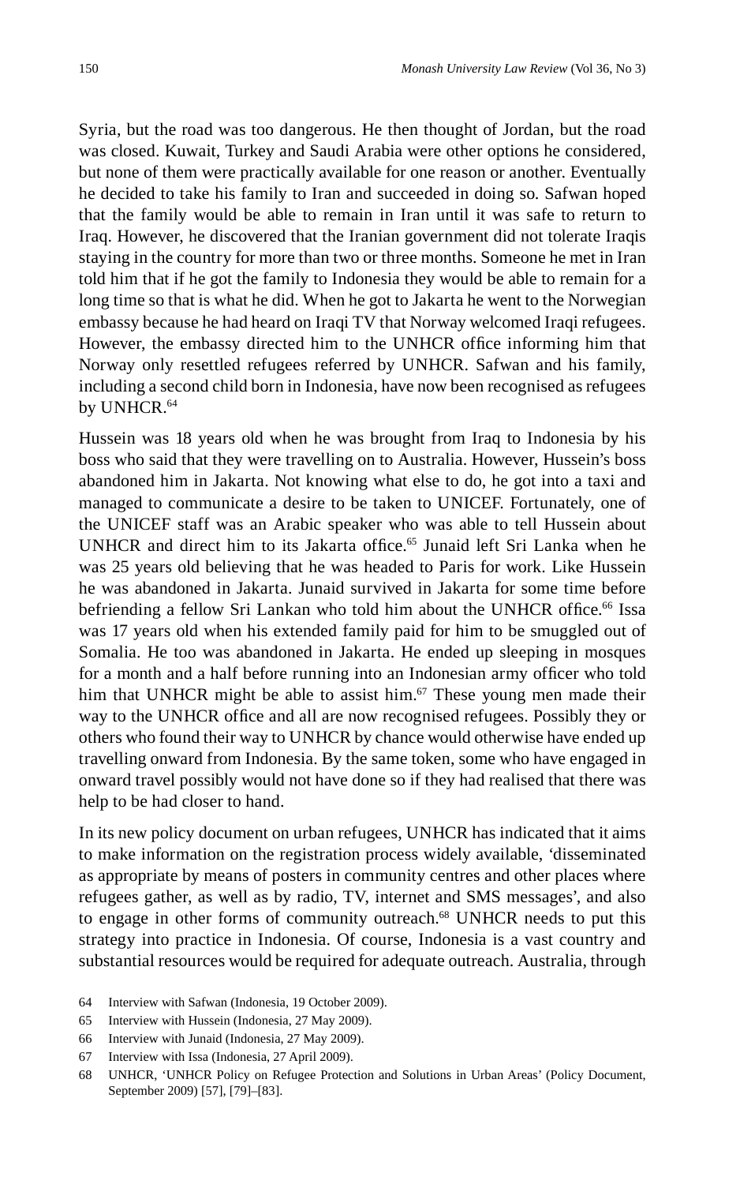Syria, but the road was too dangerous. He then thought of Jordan, but the road was closed. Kuwait, Turkey and Saudi Arabia were other options he considered, but none of them were practically available for one reason or another. Eventually he decided to take his family to Iran and succeeded in doing so. Safwan hoped that the family would be able to remain in Iran until it was safe to return to Iraq. However, he discovered that the Iranian government did not tolerate Iraqis staying in the country for more than two or three months. Someone he met in Iran told him that if he got the family to Indonesia they would be able to remain for a long time so that is what he did. When he got to Jakarta he went to the Norwegian embassy because he had heard on Iraqi TV that Norway welcomed Iraqi refugees. However, the embassy directed him to the UNHCR office informing him that Norway only resettled refugees referred by UNHCR. Safwan and his family, including a second child born in Indonesia, have now been recognised as refugees by UNHCR.[64]

Hussein was 18 years old when he was brought from Iraq to Indonesia by his boss who said that they were travelling on to Australia. However, Hussein's boss abandoned him in Jakarta. Not knowing what else to do, he got into a taxi and managed to communicate a desire to be taken to UNICEF. Fortunately, one of the UNICEF staff was an Arabic speaker who was able to tell Hussein about UNHCR and direct him to its Jakarta office.[65] Junaid left Sri Lanka when he was 25 years old believing that he was headed to Paris for work. Like Hussein he was abandoned in Jakarta. Junaid survived in Jakarta for some time before befriending a fellow Sri Lankan who told him about the UNHCR office.[66] Issa was 17 years old when his extended family paid for him to be smuggled out of Somalia. He too was abandoned in Jakarta. He ended up sleeping in mosques for a month and a half before running into an Indonesian army officer who told him that UNHCR might be able to assist him.[67] These young men made their way to the UNHCR office and all are now recognised refugees. Possibly they or others who found their way to UNHCR by chance would otherwise have ended up travelling onward from Indonesia. By the same token, some who have engaged in onward travel possibly would not have done so if they had realised that there was help to be had closer to hand.

In its new policy document on urban refugees, UNHCR has indicated that it aims to make information on the registration process widely available, 'disseminated as appropriate by means of posters in community centres and other places where refugees gather, as well as by radio, TV, internet and SMS messages', and also to engage in other forms of community outreach.[68] UNHCR needs to put this strategy into practice in Indonesia. Of course, Indonesia is a vast country and substantial resources would be required for adequate outreach. Australia, through

64 Interview with Safwan (Indonesia, 19 October 2009).

65 Interview with Hussein (Indonesia, 27 May 2009).

66 Interview with Junaid (Indonesia, 27 May 2009).

67 Interview with Issa (Indonesia, 27 April 2009).

68 UNHCR, 'UNHCR Policy on Refugee Protection and Solutions in Urban Areas' (Policy Document, September 2009) [57], [79]–[83].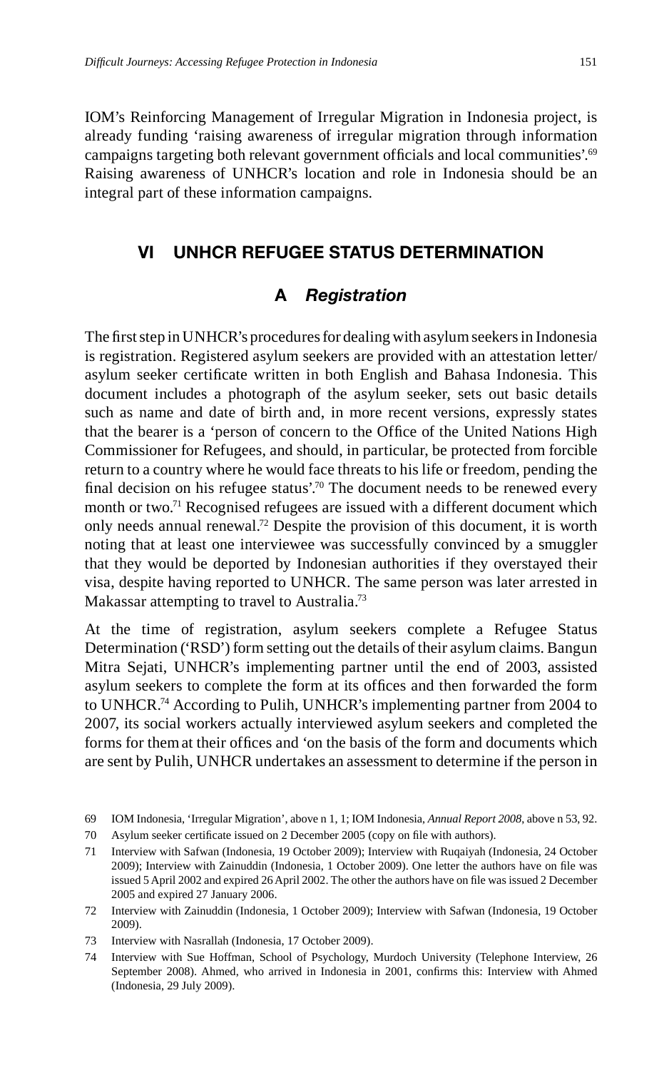IOM's Reinforcing Management of Irregular Migration in Indonesia project, is already funding 'raising awareness of irregular migration through information campaigns targeting both relevant government officials and local communities'.[69] Raising awareness of UNHCR's location and role in Indonesia should be an integral part of these information campaigns.

## VI UNHCR REFUGEE STATUS DETERMINATION

### A *Registration*

The first step in UNHCR's procedures for dealing with asylum seekers in Indonesia is registration. Registered asylum seekers are provided with an attestation letter/asylum seeker certificate written in both English and Bahasa Indonesia. This document includes a photograph of the asylum seeker, sets out basic details such as name and date of birth and, in more recent versions, expressly states that the bearer is a 'person of concern to the Office of the United Nations High Commissioner for Refugees, and should, in particular, be protected from forcible return to a country where he would face threats to his life or freedom, pending the final decision on his refugee status'.[70] The document needs to be renewed every month or two.[71] Recognised refugees are issued with a different document which only needs annual renewal.[72] Despite the provision of this document, it is worth noting that at least one interviewee was successfully convinced by a smuggler that they would be deported by Indonesian authorities if they overstayed their visa, despite having reported to UNHCR. The same person was later arrested in Makassar attempting to travel to Australia.[73]

At the time of registration, asylum seekers complete a Refugee Status Determination ('RSD') form setting out the details of their asylum claims. Bangun Mitra Sejati, UNHCR's implementing partner until the end of 2003, assisted asylum seekers to complete the form at its offices and then forwarded the form to UNHCR.[74] According to Pulih, UNHCR's implementing partner from 2004 to 2007, its social workers actually interviewed asylum seekers and completed the forms for them at their offices and 'on the basis of the form and documents which are sent by Pulih, UNHCR undertakes an assessment to determine if the person in

---

69 IOM Indonesia, 'Irregular Migration', above n 1, 1; IOM Indonesia, *Annual Report 2008*, above n 53, 92.

70 Asylum seeker certificate issued on 2 December 2005 (copy on file with authors).

71 Interview with Safwan (Indonesia, 19 October 2009); Interview with Ruqaiyah (Indonesia, 24 October 2009); Interview with Zainuddin (Indonesia, 1 October 2009). One letter the authors have on file was issued 5 April 2002 and expired 26 April 2002. The other the authors have on file was issued 2 December 2005 and expired 27 January 2006.

72 Interview with Zainuddin (Indonesia, 1 October 2009); Interview with Safwan (Indonesia, 19 October 2009).

73 Interview with Nasrallah (Indonesia, 17 October 2009).

74 Interview with Sue Hoffman, School of Psychology, Murdoch University (Telephone Interview, 26 September 2008). Ahmed, who arrived in Indonesia in 2001, confirms this: Interview with Ahmed (Indonesia, 29 July 2009).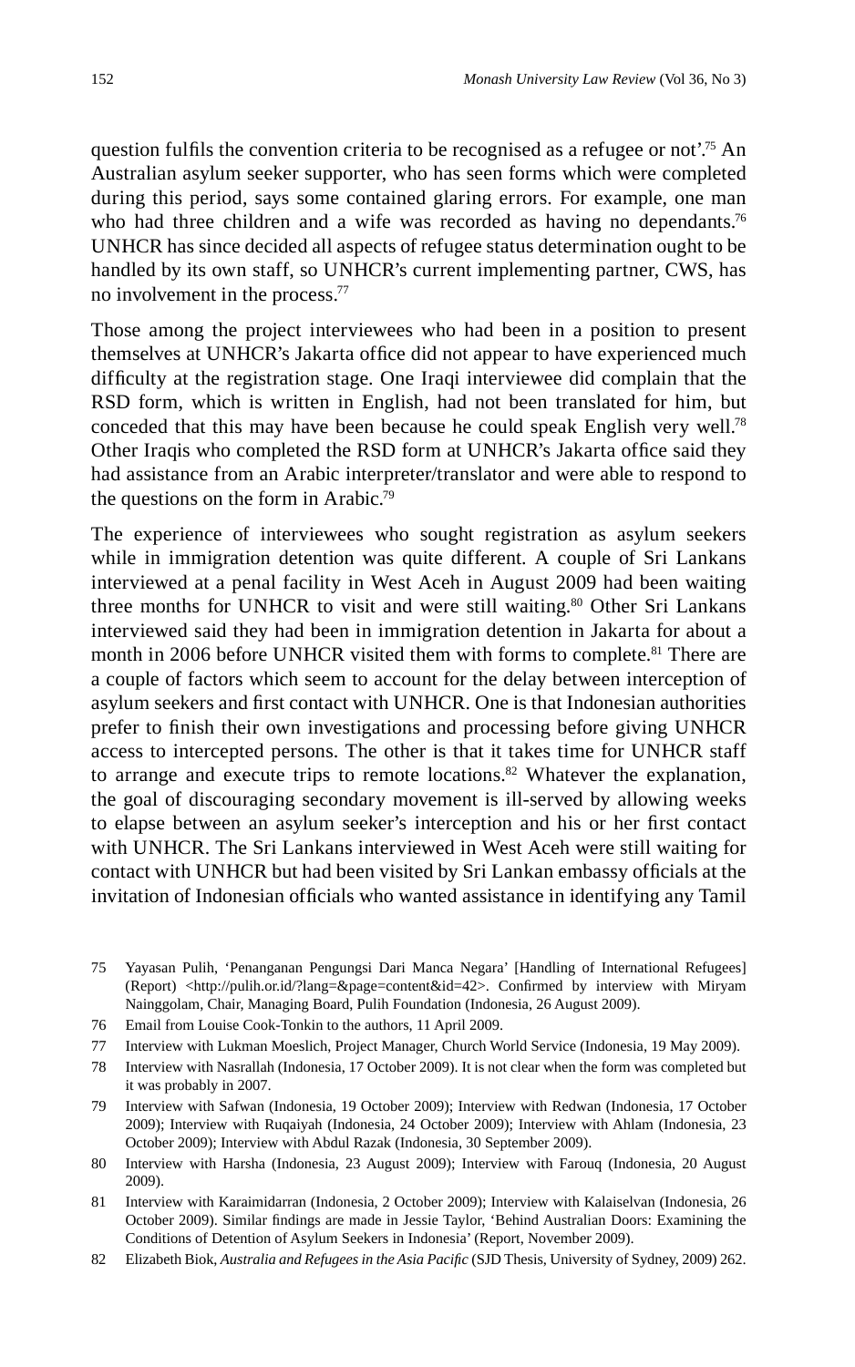question fulfils the convention criteria to be recognised as a refugee or not'.[75] An Australian asylum seeker supporter, who has seen forms which were completed during this period, says some contained glaring errors. For example, one man who had three children and a wife was recorded as having no dependants.[76] UNHCR has since decided all aspects of refugee status determination ought to be handled by its own staff, so UNHCR's current implementing partner, CWS, has no involvement in the process.[77]

Those among the project interviewees who had been in a position to present themselves at UNHCR's Jakarta office did not appear to have experienced much difficulty at the registration stage. One Iraqi interviewee did complain that the RSD form, which is written in English, had not been translated for him, but conceded that this may have been because he could speak English very well.[78] Other Iraqis who completed the RSD form at UNHCR's Jakarta office said they had assistance from an Arabic interpreter/translator and were able to respond to the questions on the form in Arabic.[79]

The experience of interviewees who sought registration as asylum seekers while in immigration detention was quite different. A couple of Sri Lankans interviewed at a penal facility in West Aceh in August 2009 had been waiting three months for UNHCR to visit and were still waiting.[80] Other Sri Lankans interviewed said they had been in immigration detention in Jakarta for about a month in 2006 before UNHCR visited them with forms to complete.[81] There are a couple of factors which seem to account for the delay between interception of asylum seekers and first contact with UNHCR. One is that Indonesian authorities prefer to finish their own investigations and processing before giving UNHCR access to intercepted persons. The other is that it takes time for UNHCR staff to arrange and execute trips to remote locations.[82] Whatever the explanation, the goal of discouraging secondary movement is ill-served by allowing weeks to elapse between an asylum seeker's interception and his or her first contact with UNHCR. The Sri Lankans interviewed in West Aceh were still waiting for contact with UNHCR but had been visited by Sri Lankan embassy officials at the invitation of Indonesian officials who wanted assistance in identifying any Tamil

75 Yayasan Pulih, 'Penanganan Pengungsi Dari Manca Negara' [Handling of International Refugees] (Report) <http://pulih.or.id/?lang=&page=content&id=42>. Confirmed by interview with Miryam Nainggolam, Chair, Managing Board, Pulih Foundation (Indonesia, 26 August 2009).

76 Email from Louise Cook-Tonkin to the authors, 11 April 2009.

77 Interview with Lukman Moeslich, Project Manager, Church World Service (Indonesia, 19 May 2009).

78 Interview with Nasrallah (Indonesia, 17 October 2009). It is not clear when the form was completed but it was probably in 2007.

79 Interview with Safwan (Indonesia, 19 October 2009); Interview with Redwan (Indonesia, 17 October 2009); Interview with Ruqaiyah (Indonesia, 24 October 2009); Interview with Ahlam (Indonesia, 23 October 2009); Interview with Abdul Razak (Indonesia, 30 September 2009).

80 Interview with Harsha (Indonesia, 23 August 2009); Interview with Farouq (Indonesia, 20 August 2009).

81 Interview with Karaimidarran (Indonesia, 2 October 2009); Interview with Kalaiselvan (Indonesia, 26 October 2009). Similar findings are made in Jessie Taylor, 'Behind Australian Doors: Examining the Conditions of Detention of Asylum Seekers in Indonesia' (Report, November 2009).

82 Elizabeth Biok, *Australia and Refugees in the Asia Pacific* (SJD Thesis, University of Sydney, 2009) 262.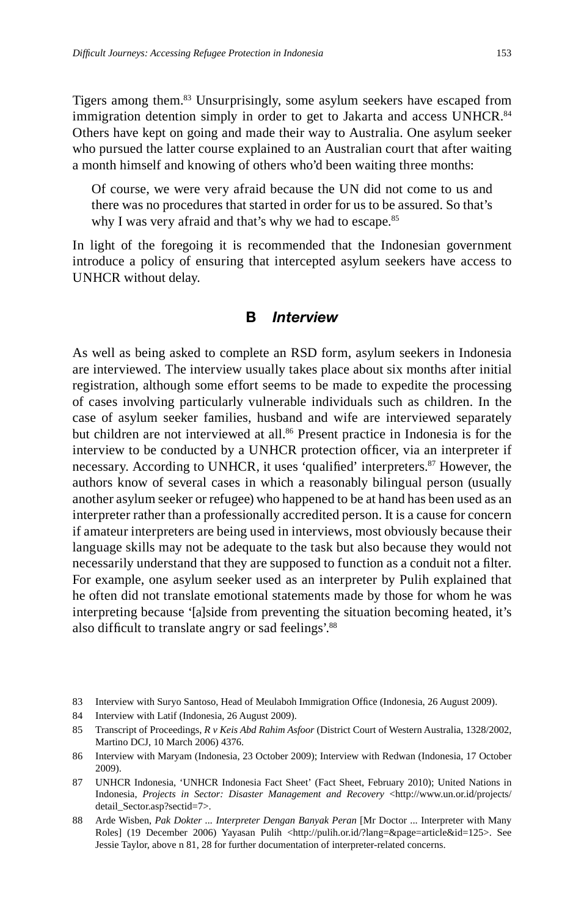Tigers among them.[83] Unsurprisingly, some asylum seekers have escaped from immigration detention simply in order to get to Jakarta and access UNHCR.[84] Others have kept on going and made their way to Australia. One asylum seeker who pursued the latter course explained to an Australian court that after waiting a month himself and knowing of others who'd been waiting three months:

> Of course, we were very afraid because the UN did not come to us and there was no procedures that started in order for us to be assured. So that's why I was very afraid and that's why we had to escape.[85]

In light of the foregoing it is recommended that the Indonesian government introduce a policy of ensuring that intercepted asylum seekers have access to UNHCR without delay.

## B *Interview*

As well as being asked to complete an RSD form, asylum seekers in Indonesia are interviewed. The interview usually takes place about six months after initial registration, although some effort seems to be made to expedite the processing of cases involving particularly vulnerable individuals such as children. In the case of asylum seeker families, husband and wife are interviewed separately but children are not interviewed at all.[86] Present practice in Indonesia is for the interview to be conducted by a UNHCR protection officer, via an interpreter if necessary. According to UNHCR, it uses 'qualified' interpreters.[87] However, the authors know of several cases in which a reasonably bilingual person (usually another asylum seeker or refugee) who happened to be at hand has been used as an interpreter rather than a professionally accredited person. It is a cause for concern if amateur interpreters are being used in interviews, most obviously because their language skills may not be adequate to the task but also because they would not necessarily understand that they are supposed to function as a conduit not a filter. For example, one asylum seeker used as an interpreter by Pulih explained that he often did not translate emotional statements made by those for whom he was interpreting because '[a]side from preventing the situation becoming heated, it's also difficult to translate angry or sad feelings'.[88]

---

83 Interview with Suryo Santoso, Head of Meulaboh Immigration Office (Indonesia, 26 August 2009).

84 Interview with Latif (Indonesia, 26 August 2009).

85 Transcript of Proceedings, *R v Keis Abd Rahim Asfoor* (District Court of Western Australia, 1328/2002, Martino DCJ, 10 March 2006) 4376.

86 Interview with Maryam (Indonesia, 23 October 2009); Interview with Redwan (Indonesia, 17 October 2009).

87 UNHCR Indonesia, 'UNHCR Indonesia Fact Sheet' (Fact Sheet, February 2010); United Nations in Indonesia, *Projects in Sector: Disaster Management and Recovery* <http://www.un.or.id/projects/detail_Sector.asp?sectid=7>.

88 Arde Wisben, *Pak Dokter ... Interpreter Dengan Banyak Peran* [Mr Doctor ... Interpreter with Many Roles] (19 December 2006) Yayasan Pulih <http://pulih.or.id/?lang=&page=article&id=125>. See Jessie Taylor, above n 81, 28 for further documentation of interpreter-related concerns.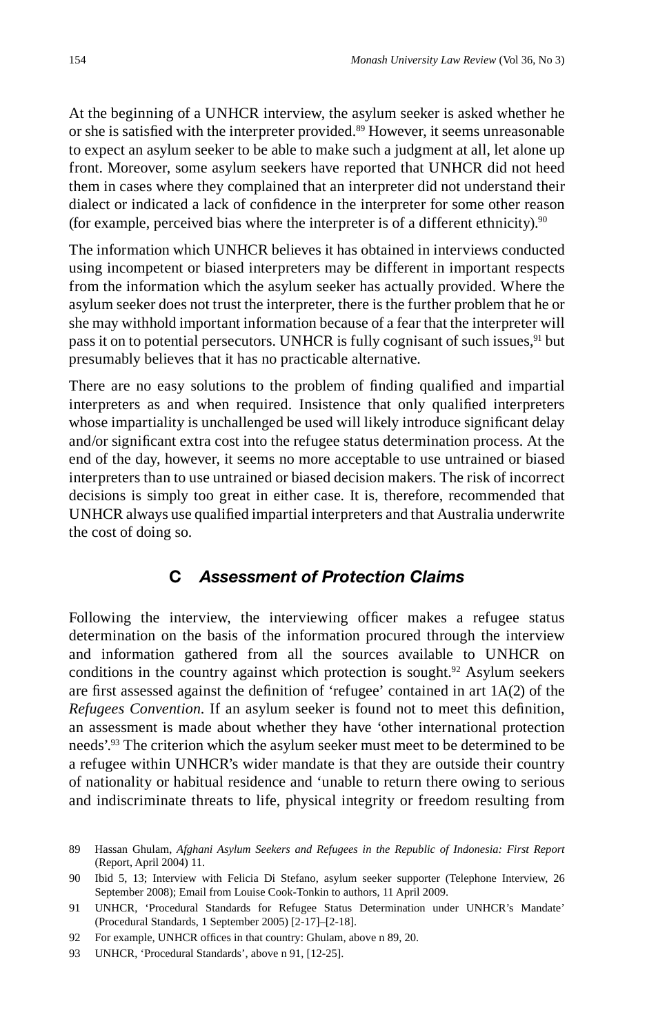At the beginning of a UNHCR interview, the asylum seeker is asked whether he or she is satisfied with the interpreter provided.[89] However, it seems unreasonable to expect an asylum seeker to be able to make such a judgment at all, let alone up front. Moreover, some asylum seekers have reported that UNHCR did not heed them in cases where they complained that an interpreter did not understand their dialect or indicated a lack of confidence in the interpreter for some other reason (for example, perceived bias where the interpreter is of a different ethnicity).[90]

The information which UNHCR believes it has obtained in interviews conducted using incompetent or biased interpreters may be different in important respects from the information which the asylum seeker has actually provided. Where the asylum seeker does not trust the interpreter, there is the further problem that he or she may withhold important information because of a fear that the interpreter will pass it on to potential persecutors. UNHCR is fully cognisant of such issues,[91] but presumably believes that it has no practicable alternative.

There are no easy solutions to the problem of finding qualified and impartial interpreters as and when required. Insistence that only qualified interpreters whose impartiality is unchallenged be used will likely introduce significant delay and/or significant extra cost into the refugee status determination process. At the end of the day, however, it seems no more acceptable to use untrained or biased interpreters than to use untrained or biased decision makers. The risk of incorrect decisions is simply too great in either case. It is, therefore, recommended that UNHCR always use qualified impartial interpreters and that Australia underwrite the cost of doing so.

### C *Assessment of Protection Claims*

Following the interview, the interviewing officer makes a refugee status determination on the basis of the information procured through the interview and information gathered from all the sources available to UNHCR on conditions in the country against which protection is sought.[92] Asylum seekers are first assessed against the definition of 'refugee' contained in art 1A(2) of the *Refugees Convention*. If an asylum seeker is found not to meet this definition, an assessment is made about whether they have 'other international protection needs'.[93] The criterion which the asylum seeker must meet to be determined to be a refugee within UNHCR's wider mandate is that they are outside their country of nationality or habitual residence and 'unable to return there owing to serious and indiscriminate threats to life, physical integrity or freedom resulting from

---

89 Hassan Ghulam, *Afghani Asylum Seekers and Refugees in the Republic of Indonesia: First Report* (Report, April 2004) 11.

90 Ibid 5, 13; Interview with Felicia Di Stefano, asylum seeker supporter (Telephone Interview, 26 September 2008); Email from Louise Cook-Tonkin to authors, 11 April 2009.

91 UNHCR, 'Procedural Standards for Refugee Status Determination under UNHCR's Mandate' (Procedural Standards, 1 September 2005) [2-17]–[2-18].

92 For example, UNHCR offices in that country: Ghulam, above n 89, 20.

93 UNHCR, 'Procedural Standards', above n 91, [12-25].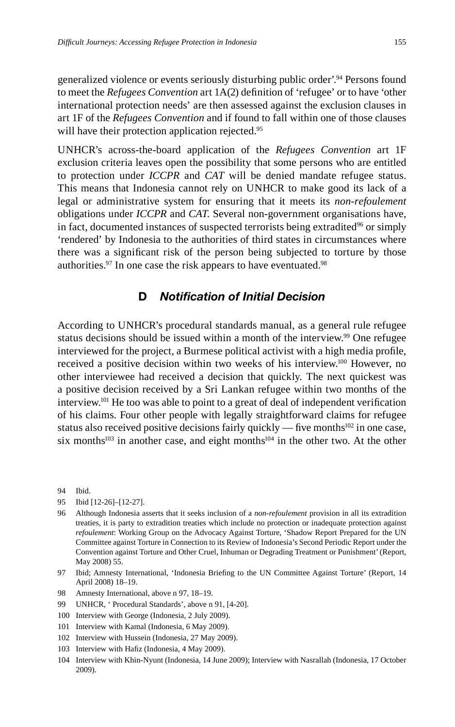generalized violence or events seriously disturbing public order'.[94] Persons found to meet the *Refugees Convention* art 1A(2) definition of 'refugee' or to have 'other international protection needs' are then assessed against the exclusion clauses in art 1F of the *Refugees Convention* and if found to fall within one of those clauses will have their protection application rejected.[95]

UNHCR's across-the-board application of the *Refugees Convention* art 1F exclusion criteria leaves open the possibility that some persons who are entitled to protection under *ICCPR* and *CAT* will be denied mandate refugee status. This means that Indonesia cannot rely on UNHCR to make good its lack of a legal or administrative system for ensuring that it meets its *non-refoulement* obligations under *ICCPR* and *CAT.* Several non-government organisations have, in fact, documented instances of suspected terrorists being extradited[96] or simply 'rendered' by Indonesia to the authorities of third states in circumstances where there was a significant risk of the person being subjected to torture by those authorities.[97] In one case the risk appears to have eventuated.[98]

### D *Notification of Initial Decision*

According to UNHCR's procedural standards manual, as a general rule refugee status decisions should be issued within a month of the interview.[99] One refugee interviewed for the project, a Burmese political activist with a high media profile, received a positive decision within two weeks of his interview.[100] However, no other interviewee had received a decision that quickly. The next quickest was a positive decision received by a Sri Lankan refugee within two months of the interview.[101] He too was able to point to a great of deal of independent verification of his claims. Four other people with legally straightforward claims for refugee status also received positive decisions fairly quickly — five months[102] in one case, six months[103] in another case, and eight months[104] in the other two. At the other

94 Ibid.

95 Ibid [12-26]–[12-27].

96 Although Indonesia asserts that it seeks inclusion of a *non-refoulement* provision in all its extradition treaties, it is party to extradition treaties which include no protection or inadequate protection against *refoulement*: Working Group on the Advocacy Against Torture, 'Shadow Report Prepared for the UN Committee against Torture in Connection to its Review of Indonesia's Second Periodic Report under the Convention against Torture and Other Cruel, Inhuman or Degrading Treatment or Punishment' (Report, May 2008) 55.

97 Ibid; Amnesty International, 'Indonesia Briefing to the UN Committee Against Torture' (Report, 14 April 2008) 18–19.

98 Amnesty International, above n 97, 18–19.

99 UNHCR, ' Procedural Standards', above n 91, [4-20].

100 Interview with George (Indonesia, 2 July 2009).

101 Interview with Kamal (Indonesia, 6 May 2009).

102 Interview with Hussein (Indonesia, 27 May 2009).

103 Interview with Hafiz (Indonesia, 4 May 2009).

104 Interview with Khin-Nyunt (Indonesia, 14 June 2009); Interview with Nasrallah (Indonesia, 17 October 2009).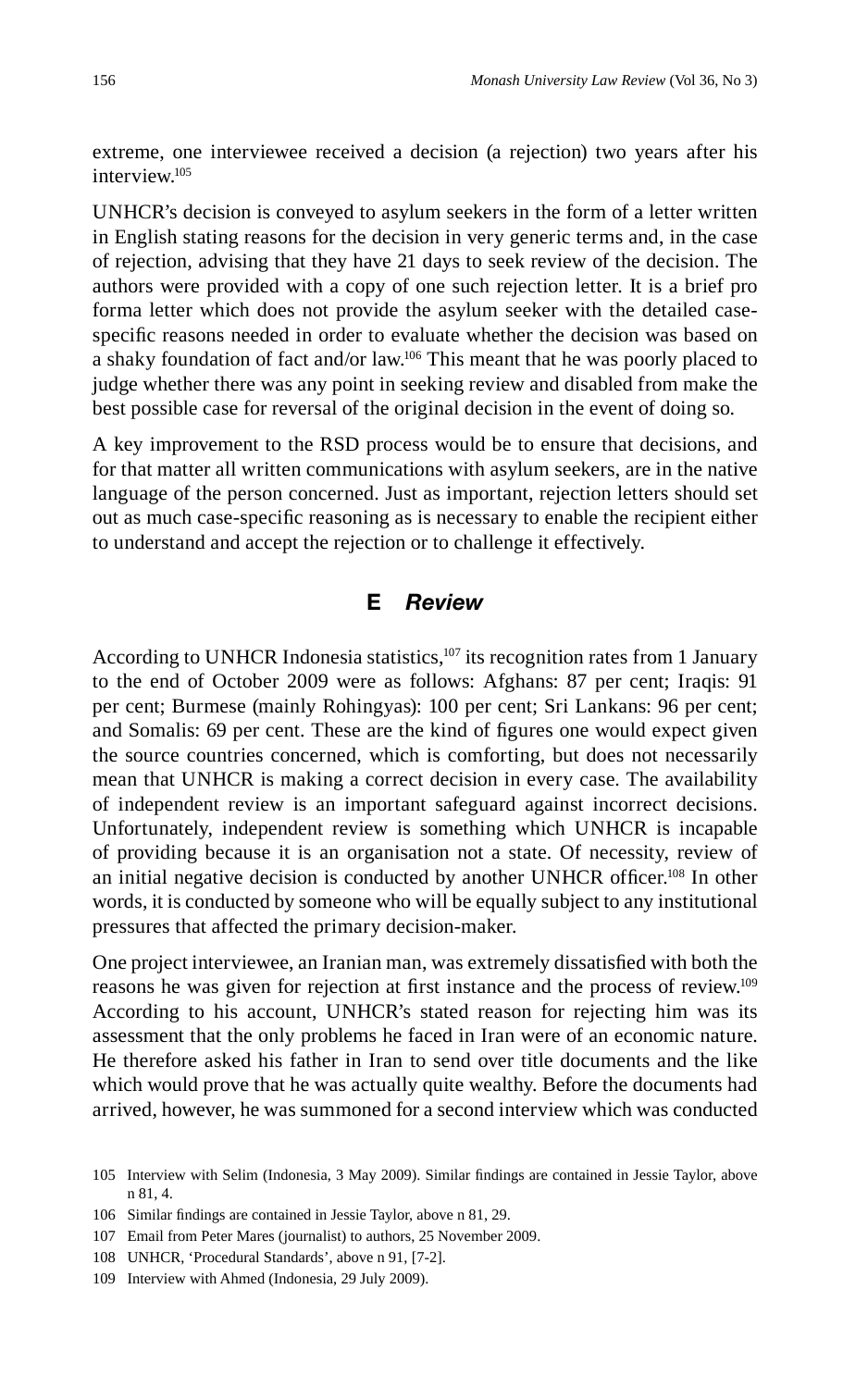extreme, one interviewee received a decision (a rejection) two years after his interview.[105]

UNHCR's decision is conveyed to asylum seekers in the form of a letter written in English stating reasons for the decision in very generic terms and, in the case of rejection, advising that they have 21 days to seek review of the decision. The authors were provided with a copy of one such rejection letter. It is a brief pro forma letter which does not provide the asylum seeker with the detailed case-specific reasons needed in order to evaluate whether the decision was based on a shaky foundation of fact and/or law.[106] This meant that he was poorly placed to judge whether there was any point in seeking review and disabled from make the best possible case for reversal of the original decision in the event of doing so.

A key improvement to the RSD process would be to ensure that decisions, and for that matter all written communications with asylum seekers, are in the native language of the person concerned. Just as important, rejection letters should set out as much case-specific reasoning as is necessary to enable the recipient either to understand and accept the rejection or to challenge it effectively.

## E *Review*

According to UNHCR Indonesia statistics,[107] its recognition rates from 1 January to the end of October 2009 were as follows: Afghans: 87 per cent; Iraqis: 91 per cent; Burmese (mainly Rohingyas): 100 per cent; Sri Lankans: 96 per cent; and Somalis: 69 per cent. These are the kind of figures one would expect given the source countries concerned, which is comforting, but does not necessarily mean that UNHCR is making a correct decision in every case. The availability of independent review is an important safeguard against incorrect decisions. Unfortunately, independent review is something which UNHCR is incapable of providing because it is an organisation not a state. Of necessity, review of an initial negative decision is conducted by another UNHCR officer.[108] In other words, it is conducted by someone who will be equally subject to any institutional pressures that affected the primary decision-maker.

One project interviewee, an Iranian man, was extremely dissatisfied with both the reasons he was given for rejection at first instance and the process of review.[109] According to his account, UNHCR's stated reason for rejecting him was its assessment that the only problems he faced in Iran were of an economic nature. He therefore asked his father in Iran to send over title documents and the like which would prove that he was actually quite wealthy. Before the documents had arrived, however, he was summoned for a second interview which was conducted

105 Interview with Selim (Indonesia, 3 May 2009). Similar findings are contained in Jessie Taylor, above n 81, 4.

106 Similar findings are contained in Jessie Taylor, above n 81, 29.

107 Email from Peter Mares (journalist) to authors, 25 November 2009.

108 UNHCR, 'Procedural Standards', above n 91, [7-2].

109 Interview with Ahmed (Indonesia, 29 July 2009).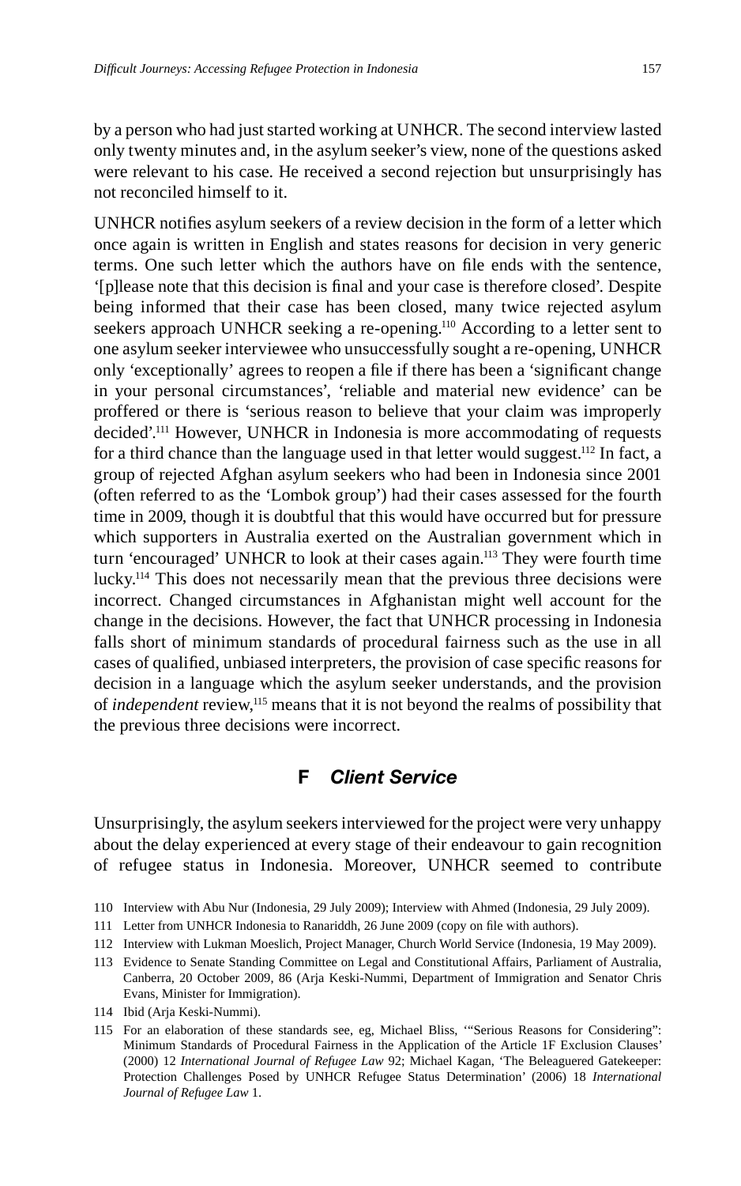by a person who had just started working at UNHCR. The second interview lasted only twenty minutes and, in the asylum seeker's view, none of the questions asked were relevant to his case. He received a second rejection but unsurprisingly has not reconciled himself to it.

UNHCR notifies asylum seekers of a review decision in the form of a letter which once again is written in English and states reasons for decision in very generic terms. One such letter which the authors have on file ends with the sentence, '[p]lease note that this decision is final and your case is therefore closed'. Despite being informed that their case has been closed, many twice rejected asylum seekers approach UNHCR seeking a re-opening.[110] According to a letter sent to one asylum seeker interviewee who unsuccessfully sought a re-opening, UNHCR only 'exceptionally' agrees to reopen a file if there has been a 'significant change in your personal circumstances', 'reliable and material new evidence' can be proffered or there is 'serious reason to believe that your claim was improperly decided'.[111] However, UNHCR in Indonesia is more accommodating of requests for a third chance than the language used in that letter would suggest.[112] In fact, a group of rejected Afghan asylum seekers who had been in Indonesia since 2001 (often referred to as the 'Lombok group') had their cases assessed for the fourth time in 2009, though it is doubtful that this would have occurred but for pressure which supporters in Australia exerted on the Australian government which in turn 'encouraged' UNHCR to look at their cases again.[113] They were fourth time lucky.[114] This does not necessarily mean that the previous three decisions were incorrect. Changed circumstances in Afghanistan might well account for the change in the decisions. However, the fact that UNHCR processing in Indonesia falls short of minimum standards of procedural fairness such as the use in all cases of qualified, unbiased interpreters, the provision of case specific reasons for decision in a language which the asylum seeker understands, and the provision of *independent* review,[115] means that it is not beyond the realms of possibility that the previous three decisions were incorrect.

## F *Client Service*

Unsurprisingly, the asylum seekers interviewed for the project were very unhappy about the delay experienced at every stage of their endeavour to gain recognition of refugee status in Indonesia. Moreover, UNHCR seemed to contribute

110 Interview with Abu Nur (Indonesia, 29 July 2009); Interview with Ahmed (Indonesia, 29 July 2009).

111 Letter from UNHCR Indonesia to Ranariddh, 26 June 2009 (copy on file with authors).

112 Interview with Lukman Moeslich, Project Manager, Church World Service (Indonesia, 19 May 2009).

113 Evidence to Senate Standing Committee on Legal and Constitutional Affairs, Parliament of Australia, Canberra, 20 October 2009, 86 (Arja Keski-Nummi, Department of Immigration and Senator Chris Evans, Minister for Immigration).

114 Ibid (Arja Keski-Nummi).

115 For an elaboration of these standards see, eg, Michael Bliss, '"Serious Reasons for Considering": Minimum Standards of Procedural Fairness in the Application of the Article 1F Exclusion Clauses' (2000) 12 *International Journal of Refugee Law* 92; Michael Kagan, 'The Beleaguered Gatekeeper: Protection Challenges Posed by UNHCR Refugee Status Determination' (2006) 18 *International Journal of Refugee Law* 1.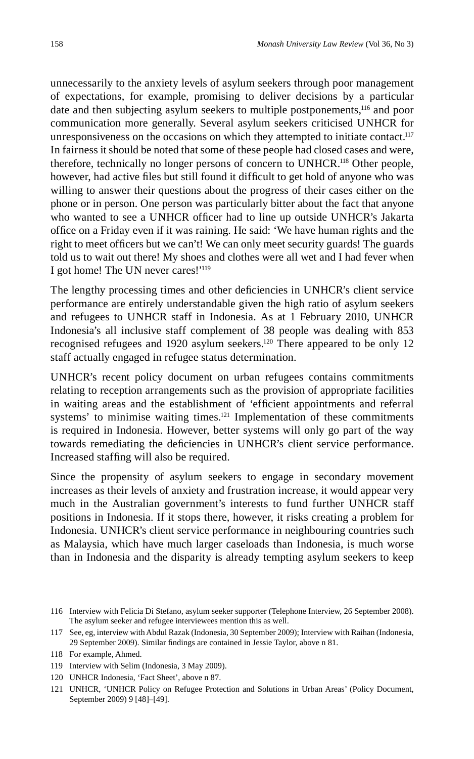unnecessarily to the anxiety levels of asylum seekers through poor management of expectations, for example, promising to deliver decisions by a particular date and then subjecting asylum seekers to multiple postponements,[116] and poor communication more generally. Several asylum seekers criticised UNHCR for unresponsiveness on the occasions on which they attempted to initiate contact.[117] In fairness it should be noted that some of these people had closed cases and were, therefore, technically no longer persons of concern to UNHCR.[118] Other people, however, had active files but still found it difficult to get hold of anyone who was willing to answer their questions about the progress of their cases either on the phone or in person. One person was particularly bitter about the fact that anyone who wanted to see a UNHCR officer had to line up outside UNHCR's Jakarta office on a Friday even if it was raining. He said: 'We have human rights and the right to meet officers but we can't! We can only meet security guards! The guards told us to wait out there! My shoes and clothes were all wet and I had fever when I got home! The UN never cares!'[119]

The lengthy processing times and other deficiencies in UNHCR's client service performance are entirely understandable given the high ratio of asylum seekers and refugees to UNHCR staff in Indonesia. As at 1 February 2010, UNHCR Indonesia's all inclusive staff complement of 38 people was dealing with 853 recognised refugees and 1920 asylum seekers.[120] There appeared to be only 12 staff actually engaged in refugee status determination.

UNHCR's recent policy document on urban refugees contains commitments relating to reception arrangements such as the provision of appropriate facilities in waiting areas and the establishment of 'efficient appointments and referral systems' to minimise waiting times.[121] Implementation of these commitments is required in Indonesia. However, better systems will only go part of the way towards remediating the deficiencies in UNHCR's client service performance. Increased staffing will also be required.

Since the propensity of asylum seekers to engage in secondary movement increases as their levels of anxiety and frustration increase, it would appear very much in the Australian government's interests to fund further UNHCR staff positions in Indonesia. If it stops there, however, it risks creating a problem for Indonesia. UNHCR's client service performance in neighbouring countries such as Malaysia, which have much larger caseloads than Indonesia, is much worse than in Indonesia and the disparity is already tempting asylum seekers to keep

---

116 Interview with Felicia Di Stefano, asylum seeker supporter (Telephone Interview, 26 September 2008). The asylum seeker and refugee interviewees mention this as well.

117 See, eg, interview with Abdul Razak (Indonesia, 30 September 2009); Interview with Raihan (Indonesia, 29 September 2009). Similar findings are contained in Jessie Taylor, above n 81.

118 For example, Ahmed.

119 Interview with Selim (Indonesia, 3 May 2009).

120 UNHCR Indonesia, 'Fact Sheet', above n 87.

121 UNHCR, 'UNHCR Policy on Refugee Protection and Solutions in Urban Areas' (Policy Document, September 2009) 9 [48]–[49].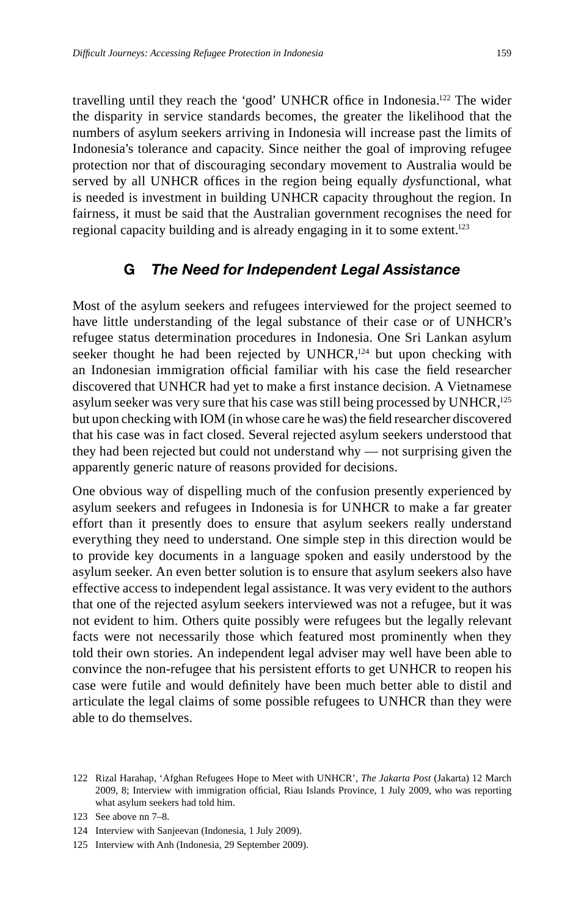travelling until they reach the 'good' UNHCR office in Indonesia.[122] The wider the disparity in service standards becomes, the greater the likelihood that the numbers of asylum seekers arriving in Indonesia will increase past the limits of Indonesia's tolerance and capacity. Since neither the goal of improving refugee protection nor that of discouraging secondary movement to Australia would be served by all UNHCR offices in the region being equally *dys*functional, what is needed is investment in building UNHCR capacity throughout the region. In fairness, it must be said that the Australian government recognises the need for regional capacity building and is already engaging in it to some extent.[123]

## G *The Need for Independent Legal Assistance*

Most of the asylum seekers and refugees interviewed for the project seemed to have little understanding of the legal substance of their case or of UNHCR's refugee status determination procedures in Indonesia. One Sri Lankan asylum seeker thought he had been rejected by UNHCR,[124] but upon checking with an Indonesian immigration official familiar with his case the field researcher discovered that UNHCR had yet to make a first instance decision. A Vietnamese asylum seeker was very sure that his case was still being processed by UNHCR,[125] but upon checking with IOM (in whose care he was) the field researcher discovered that his case was in fact closed. Several rejected asylum seekers understood that they had been rejected but could not understand why — not surprising given the apparently generic nature of reasons provided for decisions.

One obvious way of dispelling much of the confusion presently experienced by asylum seekers and refugees in Indonesia is for UNHCR to make a far greater effort than it presently does to ensure that asylum seekers really understand everything they need to understand. One simple step in this direction would be to provide key documents in a language spoken and easily understood by the asylum seeker. An even better solution is to ensure that asylum seekers also have effective access to independent legal assistance. It was very evident to the authors that one of the rejected asylum seekers interviewed was not a refugee, but it was not evident to him. Others quite possibly were refugees but the legally relevant facts were not necessarily those which featured most prominently when they told their own stories. An independent legal adviser may well have been able to convince the non-refugee that his persistent efforts to get UNHCR to reopen his case were futile and would definitely have been much better able to distil and articulate the legal claims of some possible refugees to UNHCR than they were able to do themselves.

122 Rizal Harahap, 'Afghan Refugees Hope to Meet with UNHCR', *The Jakarta Post* (Jakarta) 12 March 2009, 8; Interview with immigration official, Riau Islands Province, 1 July 2009, who was reporting what asylum seekers had told him.

123 See above nn 7–8.

124 Interview with Sanjeevan (Indonesia, 1 July 2009).

125 Interview with Anh (Indonesia, 29 September 2009).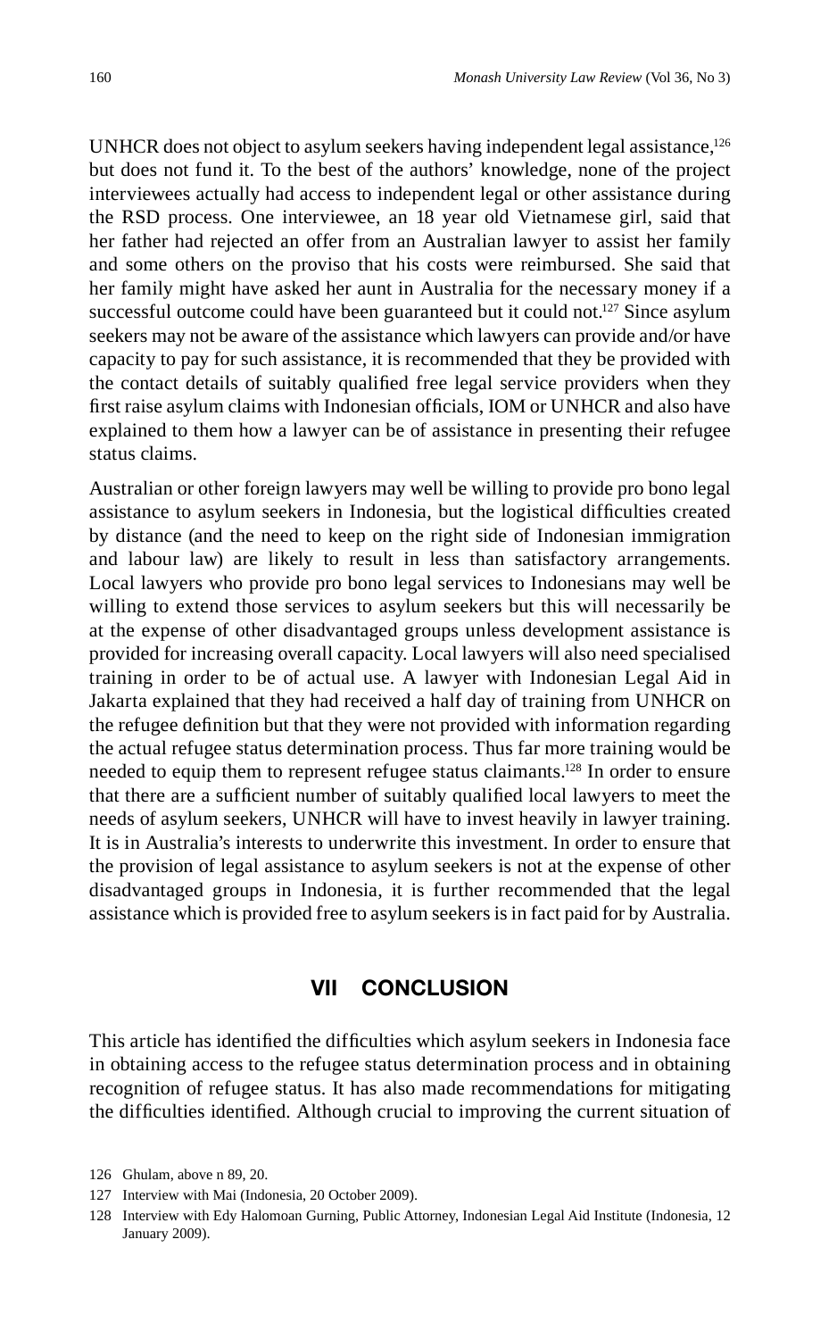UNHCR does not object to asylum seekers having independent legal assistance,[126] but does not fund it. To the best of the authors' knowledge, none of the project interviewees actually had access to independent legal or other assistance during the RSD process. One interviewee, an 18 year old Vietnamese girl, said that her father had rejected an offer from an Australian lawyer to assist her family and some others on the proviso that his costs were reimbursed. She said that her family might have asked her aunt in Australia for the necessary money if a successful outcome could have been guaranteed but it could not.[127] Since asylum seekers may not be aware of the assistance which lawyers can provide and/or have capacity to pay for such assistance, it is recommended that they be provided with the contact details of suitably qualified free legal service providers when they first raise asylum claims with Indonesian officials, IOM or UNHCR and also have explained to them how a lawyer can be of assistance in presenting their refugee status claims.

Australian or other foreign lawyers may well be willing to provide pro bono legal assistance to asylum seekers in Indonesia, but the logistical difficulties created by distance (and the need to keep on the right side of Indonesian immigration and labour law) are likely to result in less than satisfactory arrangements. Local lawyers who provide pro bono legal services to Indonesians may well be willing to extend those services to asylum seekers but this will necessarily be at the expense of other disadvantaged groups unless development assistance is provided for increasing overall capacity. Local lawyers will also need specialised training in order to be of actual use. A lawyer with Indonesian Legal Aid in Jakarta explained that they had received a half day of training from UNHCR on the refugee definition but that they were not provided with information regarding the actual refugee status determination process. Thus far more training would be needed to equip them to represent refugee status claimants.[128] In order to ensure that there are a sufficient number of suitably qualified local lawyers to meet the needs of asylum seekers, UNHCR will have to invest heavily in lawyer training. It is in Australia's interests to underwrite this investment. In order to ensure that the provision of legal assistance to asylum seekers is not at the expense of other disadvantaged groups in Indonesia, it is further recommended that the legal assistance which is provided free to asylum seekers is in fact paid for by Australia.

## VII CONCLUSION

This article has identified the difficulties which asylum seekers in Indonesia face in obtaining access to the refugee status determination process and in obtaining recognition of refugee status. It has also made recommendations for mitigating the difficulties identified. Although crucial to improving the current situation of

126 Ghulam, above n 89, 20.

127 Interview with Mai (Indonesia, 20 October 2009).

128 Interview with Edy Halomoan Gurning, Public Attorney, Indonesian Legal Aid Institute (Indonesia, 12 January 2009).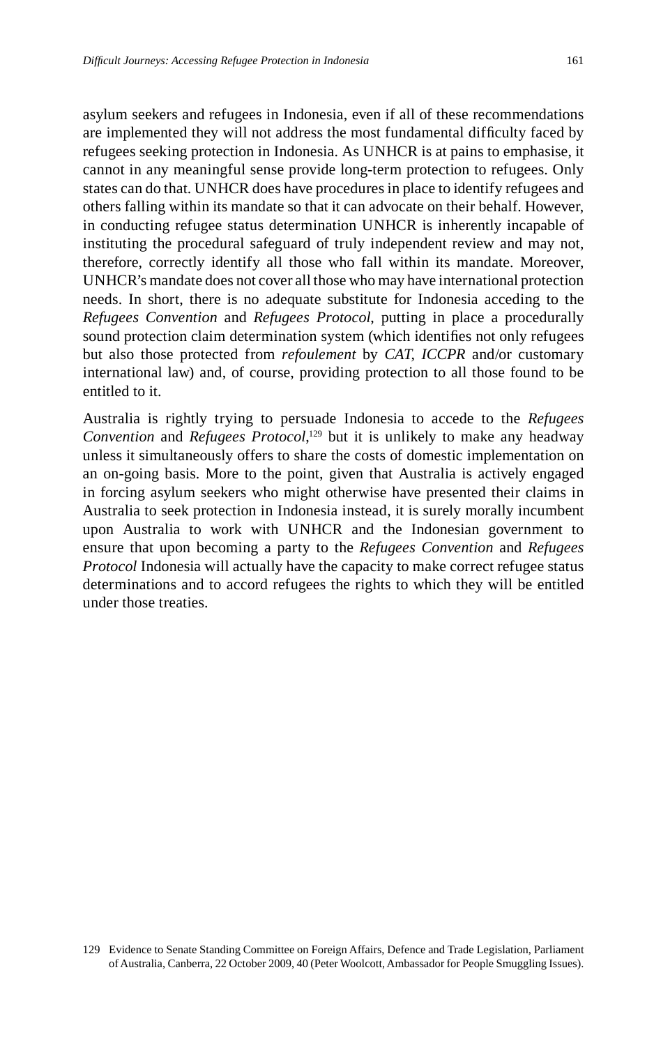asylum seekers and refugees in Indonesia, even if all of these recommendations are implemented they will not address the most fundamental difficulty faced by refugees seeking protection in Indonesia. As UNHCR is at pains to emphasise, it cannot in any meaningful sense provide long-term protection to refugees. Only states can do that. UNHCR does have procedures in place to identify refugees and others falling within its mandate so that it can advocate on their behalf. However, in conducting refugee status determination UNHCR is inherently incapable of instituting the procedural safeguard of truly independent review and may not, therefore, correctly identify all those who fall within its mandate. Moreover, UNHCR's mandate does not cover all those who may have international protection needs. In short, there is no adequate substitute for Indonesia acceding to the *Refugees Convention* and *Refugees Protocol*, putting in place a procedurally sound protection claim determination system (which identifies not only refugees but also those protected from *refoulement* by *CAT*, *ICCPR* and/or customary international law) and, of course, providing protection to all those found to be entitled to it.

Australia is rightly trying to persuade Indonesia to accede to the *Refugees Convention* and *Refugees Protocol*,[129] but it is unlikely to make any headway unless it simultaneously offers to share the costs of domestic implementation on an on-going basis. More to the point, given that Australia is actively engaged in forcing asylum seekers who might otherwise have presented their claims in Australia to seek protection in Indonesia instead, it is surely morally incumbent upon Australia to work with UNHCR and the Indonesian government to ensure that upon becoming a party to the *Refugees Convention* and *Refugees Protocol* Indonesia will actually have the capacity to make correct refugee status determinations and to accord refugees the rights to which they will be entitled under those treaties.

129 Evidence to Senate Standing Committee on Foreign Affairs, Defence and Trade Legislation, Parliament of Australia, Canberra, 22 October 2009, 40 (Peter Woolcott, Ambassador for People Smuggling Issues).